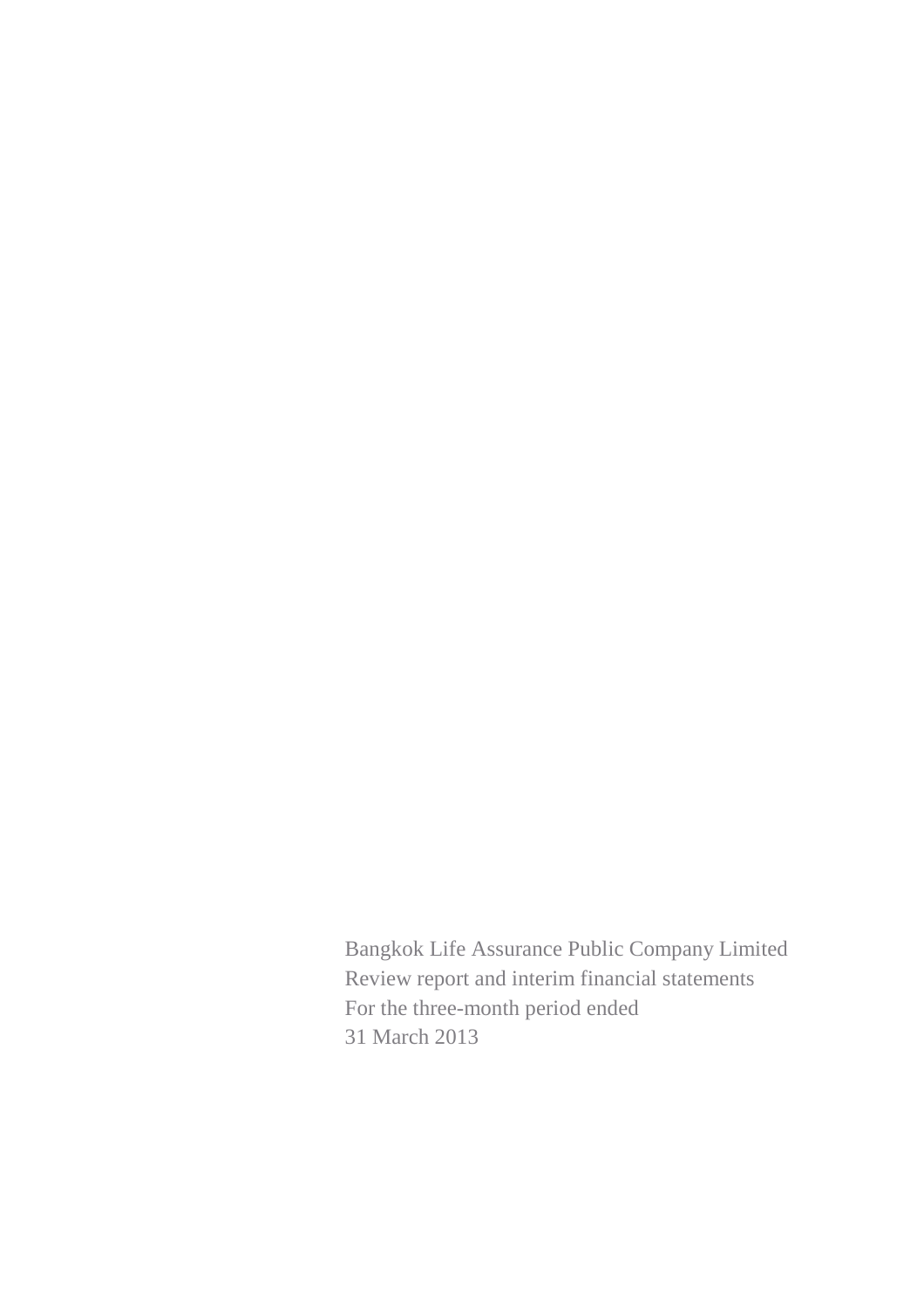Bangkok Life Assurance Public Company Limited
Review report and interim financial statements
For the three-month period ended
31 March 2013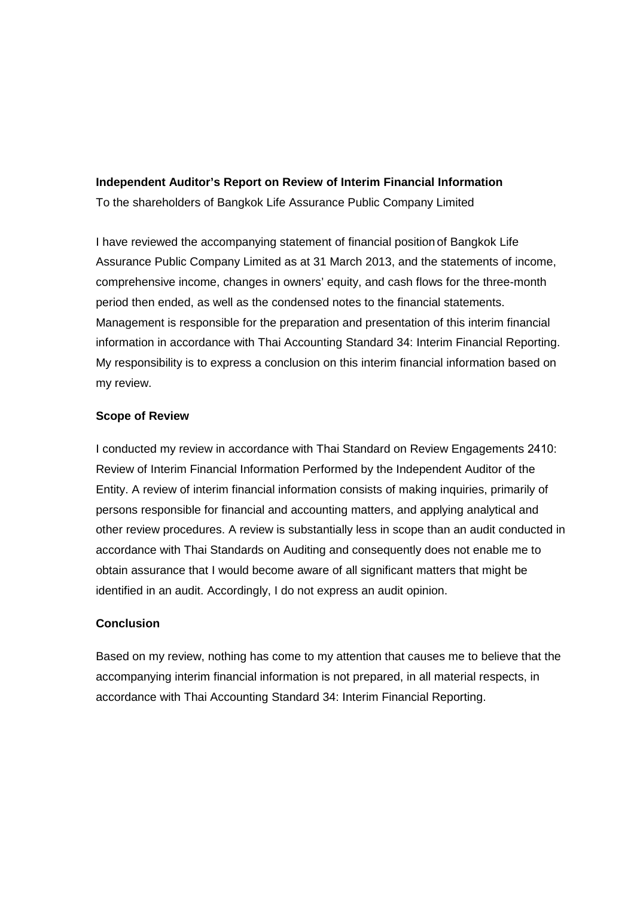**Independent Auditor's Report on Review of Interim Financial Information**

To the shareholders of Bangkok Life Assurance Public Company Limited

I have reviewed the accompanying statement of financial position of Bangkok Life Assurance Public Company Limited as at 31 March 2013, and the statements of income, comprehensive income, changes in owners' equity, and cash flows for the three-month period then ended, as well as the condensed notes to the financial statements. Management is responsible for the preparation and presentation of this interim financial information in accordance with Thai Accounting Standard 34: Interim Financial Reporting. My responsibility is to express a conclusion on this interim financial information based on my review.

**Scope of Review**

I conducted my review in accordance with Thai Standard on Review Engagements 2410: Review of Interim Financial Information Performed by the Independent Auditor of the Entity. A review of interim financial information consists of making inquiries, primarily of persons responsible for financial and accounting matters, and applying analytical and other review procedures. A review is substantially less in scope than an audit conducted in accordance with Thai Standards on Auditing and consequently does not enable me to obtain assurance that I would become aware of all significant matters that might be identified in an audit. Accordingly, I do not express an audit opinion.

**Conclusion**

Based on my review, nothing has come to my attention that causes me to believe that the accompanying interim financial information is not prepared, in all material respects, in accordance with Thai Accounting Standard 34: Interim Financial Reporting.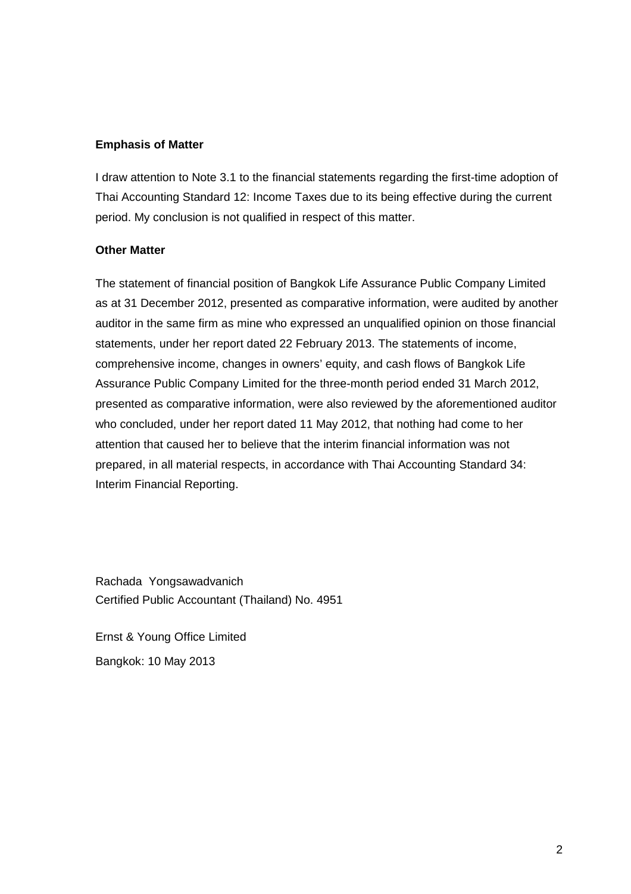**Emphasis of Matter**

I draw attention to Note 3.1 to the financial statements regarding the first-time adoption of Thai Accounting Standard 12: Income Taxes due to its being effective during the current period. My conclusion is not qualified in respect of this matter.

**Other Matter**

The statement of financial position of Bangkok Life Assurance Public Company Limited as at 31 December 2012, presented as comparative information, were audited by another auditor in the same firm as mine who expressed an unqualified opinion on those financial statements, under her report dated 22 February 2013. The statements of income, comprehensive income, changes in owners' equity, and cash flows of Bangkok Life Assurance Public Company Limited for the three-month period ended 31 March 2012, presented as comparative information, were also reviewed by the aforementioned auditor who concluded, under her report dated 11 May 2012, that nothing had come to her attention that caused her to believe that the interim financial information was not prepared, in all material respects, in accordance with Thai Accounting Standard 34: Interim Financial Reporting.

Rachada Yongsawadvanich
Certified Public Accountant (Thailand) No. 4951

Ernst & Young Office Limited

Bangkok: 10 May 2013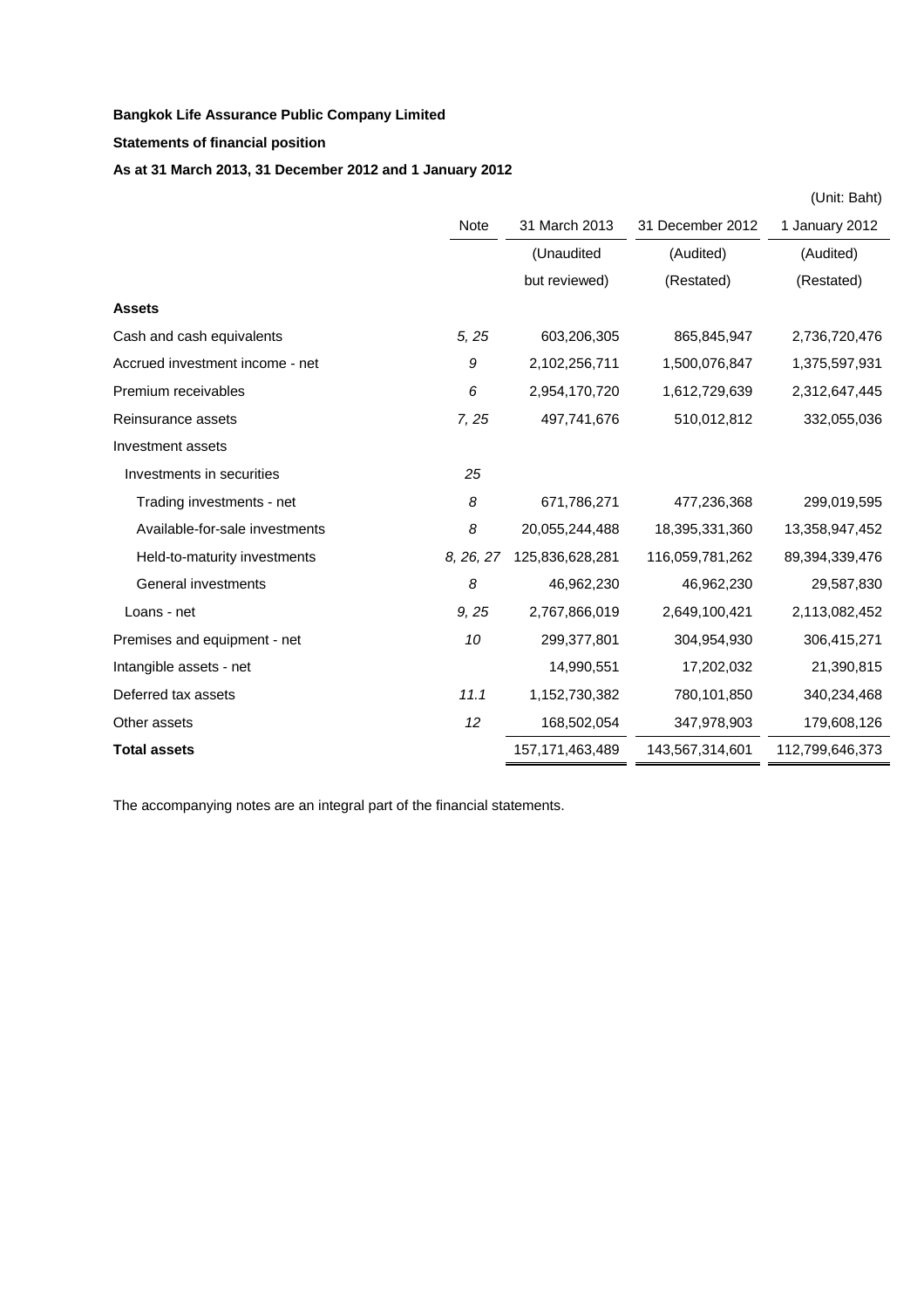**Bangkok Life Assurance Public Company Limited**

**Statements of financial position**

**As at 31 March 2013, 31 December 2012 and 1 January 2012**

(Unit: Baht)

| | Note | 31 March 2013 | 31 December 2012 | 1 January 2012 |
|---|---|---|---|---|
| | | (Unaudited but reviewed) | (Audited) (Restated) | (Audited) (Restated) |
| **Assets** | | | | |
| Cash and cash equivalents | *5, 25* | 603,206,305 | 865,845,947 | 2,736,720,476 |
| Accrued investment income - net | *9* | 2,102,256,711 | 1,500,076,847 | 1,375,597,931 |
| Premium receivables | *6* | 2,954,170,720 | 1,612,729,639 | 2,312,647,445 |
| Reinsurance assets | *7, 25* | 497,741,676 | 510,012,812 | 332,055,036 |
| Investment assets | | | | |
| Investments in securities | *25* | | | |
| Trading investments - net | *8* | 671,786,271 | 477,236,368 | 299,019,595 |
| Available-for-sale investments | *8* | 20,055,244,488 | 18,395,331,360 | 13,358,947,452 |
| Held-to-maturity investments | *8, 26, 27* | 125,836,628,281 | 116,059,781,262 | 89,394,339,476 |
| General investments | *8* | 46,962,230 | 46,962,230 | 29,587,830 |
| Loans - net | *9, 25* | 2,767,866,019 | 2,649,100,421 | 2,113,082,452 |
| Premises and equipment - net | *10* | 299,377,801 | 304,954,930 | 306,415,271 |
| Intangible assets - net | | 14,990,551 | 17,202,032 | 21,390,815 |
| Deferred tax assets | *11.1* | 1,152,730,382 | 780,101,850 | 340,234,468 |
| Other assets | *12* | 168,502,054 | 347,978,903 | 179,608,126 |
| **Total assets** | | 157,171,463,489 | 143,567,314,601 | 112,799,646,373 |

The accompanying notes are an integral part of the financial statements.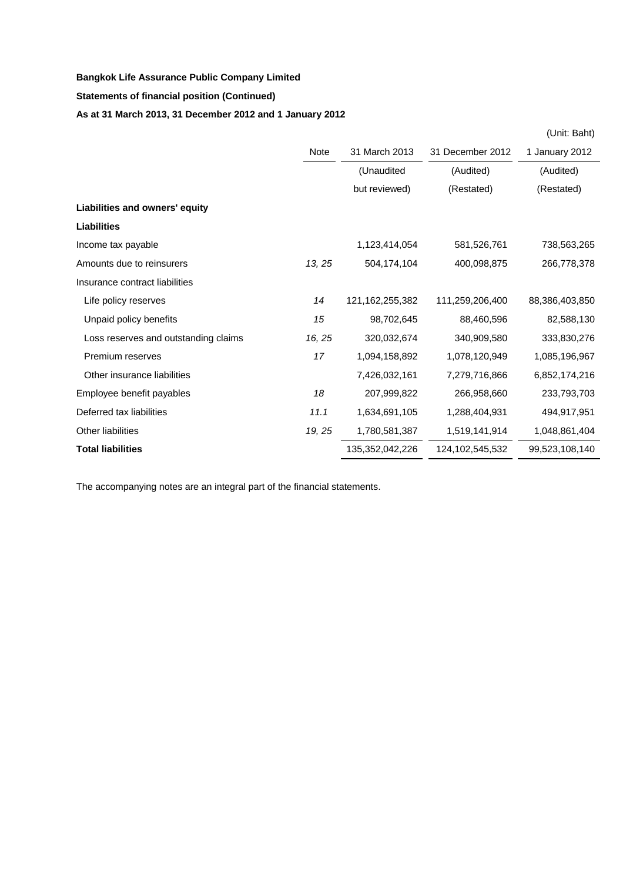**Bangkok Life Assurance Public Company Limited**

**Statements of financial position (Continued)**

**As at 31 March 2013, 31 December 2012 and 1 January 2012**

(Unit: Baht)

| | Note | 31 March 2013 | 31 December 2012 | 1 January 2012 |
|---|---|---|---|---|
| | | (Unaudited but reviewed) | (Audited) (Restated) | (Audited) (Restated) |
| **Liabilities and owners' equity** | | | | |
| **Liabilities** | | | | |
| Income tax payable | | 1,123,414,054 | 581,526,761 | 738,563,265 |
| Amounts due to reinsurers | *13, 25* | 504,174,104 | 400,098,875 | 266,778,378 |
| Insurance contract liabilities | | | | |
| Life policy reserves | *14* | 121,162,255,382 | 111,259,206,400 | 88,386,403,850 |
| Unpaid policy benefits | *15* | 98,702,645 | 88,460,596 | 82,588,130 |
| Loss reserves and outstanding claims | *16, 25* | 320,032,674 | 340,909,580 | 333,830,276 |
| Premium reserves | *17* | 1,094,158,892 | 1,078,120,949 | 1,085,196,967 |
| Other insurance liabilities | | 7,426,032,161 | 7,279,716,866 | 6,852,174,216 |
| Employee benefit payables | *18* | 207,999,822 | 266,958,660 | 233,793,703 |
| Deferred tax liabilities | *11.1* | 1,634,691,105 | 1,288,404,931 | 494,917,951 |
| Other liabilities | *19, 25* | 1,780,581,387 | 1,519,141,914 | 1,048,861,404 |
| **Total liabilities** | | 135,352,042,226 | 124,102,545,532 | 99,523,108,140 |

The accompanying notes are an integral part of the financial statements.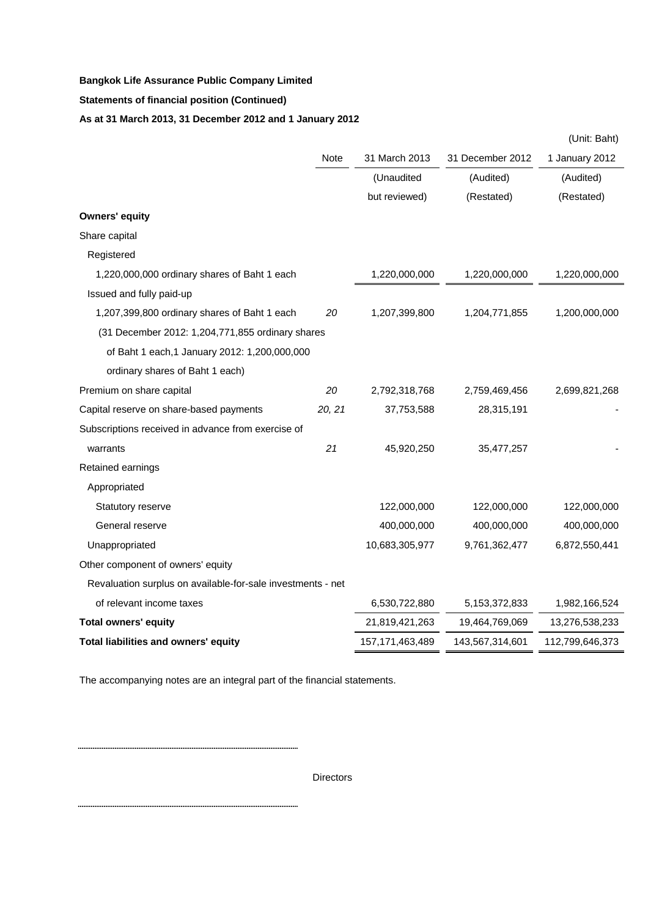**Bangkok Life Assurance Public Company Limited**

**Statements of financial position (Continued)**

**As at 31 March 2013, 31 December 2012 and 1 January 2012**

(Unit: Baht)

| | Note | 31 March 2013 | 31 December 2012 | 1 January 2012 |
|---|---|---|---|---|
| | | (Unaudited but reviewed) | (Audited) (Restated) | (Audited) (Restated) |
| **Owners' equity** | | | | |
| Share capital | | | | |
| Registered | | | | |
| 1,220,000,000 ordinary shares of Baht 1 each | | 1,220,000,000 | 1,220,000,000 | 1,220,000,000 |
| Issued and fully paid-up | | | | |
| 1,207,399,800 ordinary shares of Baht 1 each (31 December 2012: 1,204,771,855 ordinary shares of Baht 1 each,1 January 2012: 1,200,000,000 ordinary shares of Baht 1 each) | *20* | 1,207,399,800 | 1,204,771,855 | 1,200,000,000 |
| Premium on share capital | *20* | 2,792,318,768 | 2,759,469,456 | 2,699,821,268 |
| Capital reserve on share-based payments | *20, 21* | 37,753,588 | 28,315,191 | - |
| Subscriptions received in advance from exercise of warrants | *21* | 45,920,250 | 35,477,257 | - |
| Retained earnings | | | | |
| Appropriated | | | | |
| Statutory reserve | | 122,000,000 | 122,000,000 | 122,000,000 |
| General reserve | | 400,000,000 | 400,000,000 | 400,000,000 |
| Unappropriated | | 10,683,305,977 | 9,761,362,477 | 6,872,550,441 |
| Other component of owners' equity | | | | |
| Revaluation surplus on available-for-sale investments - net of relevant income taxes | | 6,530,722,880 | 5,153,372,833 | 1,982,166,524 |
| **Total owners' equity** | | 21,819,421,263 | 19,464,769,069 | 13,276,538,233 |
| **Total liabilities and owners' equity** | | 157,171,463,489 | 143,567,314,601 | 112,799,646,373 |

The accompanying notes are an integral part of the financial statements.

........................................................................................................

Directors

........................................................................................................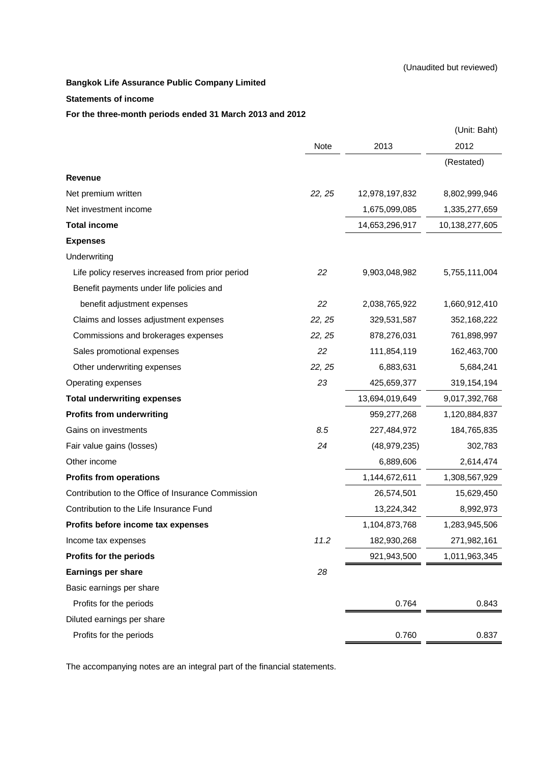(Unaudited but reviewed)

**Bangkok Life Assurance Public Company Limited**

**Statements of income**

**For the three-month periods ended 31 March 2013 and 2012**

(Unit: Baht)

| | Note | 2013 | 2012 |
|---|---|---|---|
| | | | (Restated) |
| **Revenue** | | | |
| Net premium written | *22, 25* | 12,978,197,832 | 8,802,999,946 |
| Net investment income | | 1,675,099,085 | 1,335,277,659 |
| **Total income** | | 14,653,296,917 | 10,138,277,605 |
| **Expenses** | | | |
| Underwriting | | | |
| Life policy reserves increased from prior period | *22* | 9,903,048,982 | 5,755,111,004 |
| Benefit payments under life policies and benefit adjustment expenses | *22* | 2,038,765,922 | 1,660,912,410 |
| Claims and losses adjustment expenses | *22, 25* | 329,531,587 | 352,168,222 |
| Commissions and brokerages expenses | *22, 25* | 878,276,031 | 761,898,997 |
| Sales promotional expenses | *22* | 111,854,119 | 162,463,700 |
| Other underwriting expenses | *22, 25* | 6,883,631 | 5,684,241 |
| Operating expenses | *23* | 425,659,377 | 319,154,194 |
| **Total underwriting expenses** | | 13,694,019,649 | 9,017,392,768 |
| **Profits from underwriting** | | 959,277,268 | 1,120,884,837 |
| Gains on investments | *8.5* | 227,484,972 | 184,765,835 |
| Fair value gains (losses) | *24* | (48,979,235) | 302,783 |
| Other income | | 6,889,606 | 2,614,474 |
| **Profits from operations** | | 1,144,672,611 | 1,308,567,929 |
| Contribution to the Office of Insurance Commission | | 26,574,501 | 15,629,450 |
| Contribution to the Life Insurance Fund | | 13,224,342 | 8,992,973 |
| **Profits before income tax expenses** | | 1,104,873,768 | 1,283,945,506 |
| Income tax expenses | *11.2* | 182,930,268 | 271,982,161 |
| **Profits for the periods** | | 921,943,500 | 1,011,963,345 |
| **Earnings per share** | *28* | | |
| Basic earnings per share | | | |
| Profits for the periods | | 0.764 | 0.843 |
| Diluted earnings per share | | | |
| Profits for the periods | | 0.760 | 0.837 |

The accompanying notes are an integral part of the financial statements.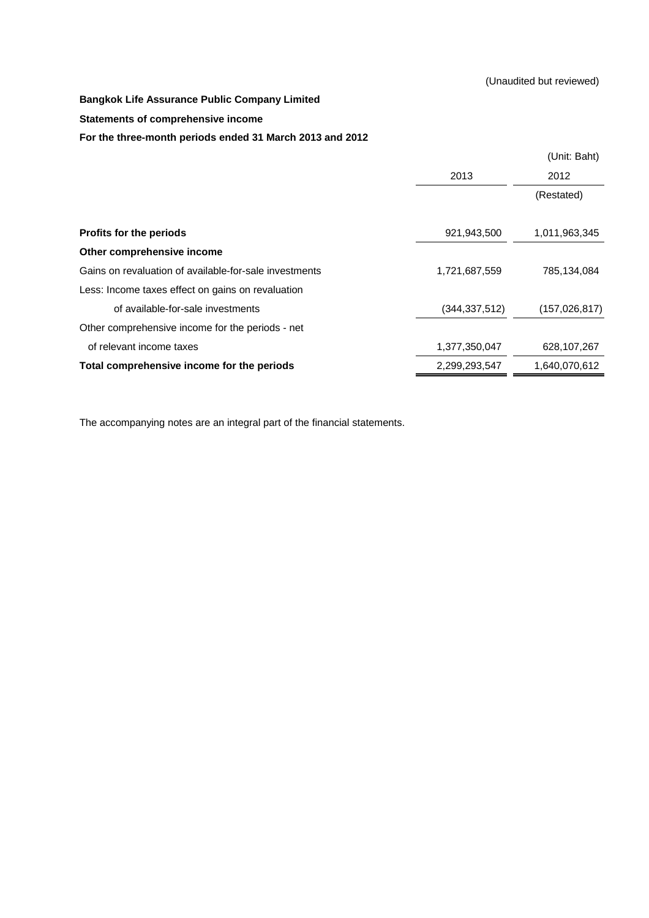(Unaudited but reviewed)

**Bangkok Life Assurance Public Company Limited**

**Statements of comprehensive income**

**For the three-month periods ended 31 March 2013 and 2012**

(Unit: Baht)

| | 2013 | 2012 |
|---|---|---|
| | | (Restated) |
| **Profits for the periods** | 921,943,500 | 1,011,963,345 |
| **Other comprehensive income** | | |
| Gains on revaluation of available-for-sale investments | 1,721,687,559 | 785,134,084 |
| Less: Income taxes effect on gains on revaluation of available-for-sale investments | (344,337,512) | (157,026,817) |
| Other comprehensive income for the periods - net of relevant income taxes | 1,377,350,047 | 628,107,267 |
| **Total comprehensive income for the periods** | 2,299,293,547 | 1,640,070,612 |

The accompanying notes are an integral part of the financial statements.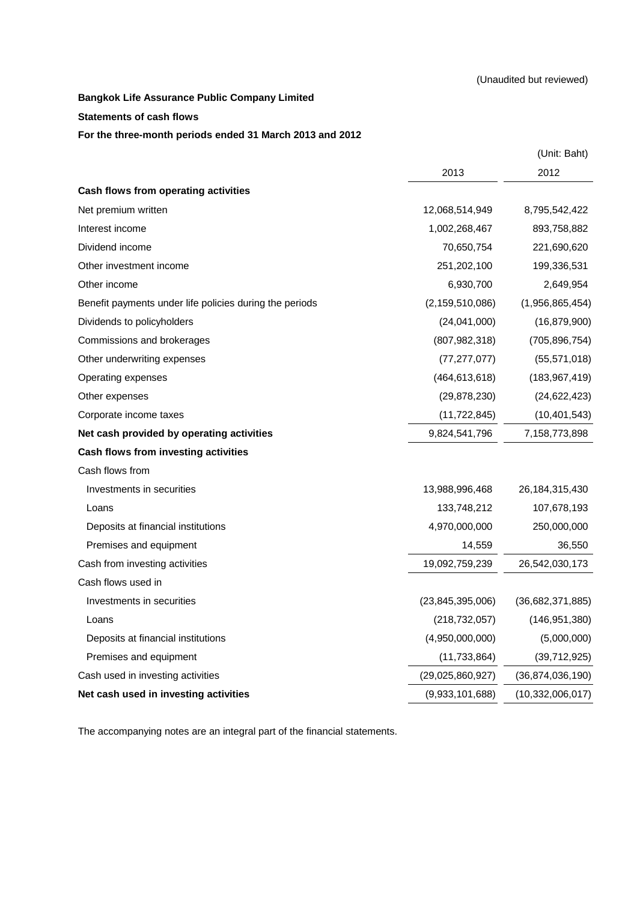(Unaudited but reviewed)

**Bangkok Life Assurance Public Company Limited**

**Statements of cash flows**

**For the three-month periods ended 31 March 2013 and 2012**

(Unit: Baht)

| | 2013 | 2012 |
|---|---|---|
| **Cash flows from operating activities** | | |
| Net premium written | 12,068,514,949 | 8,795,542,422 |
| Interest income | 1,002,268,467 | 893,758,882 |
| Dividend income | 70,650,754 | 221,690,620 |
| Other investment income | 251,202,100 | 199,336,531 |
| Other income | 6,930,700 | 2,649,954 |
| Benefit payments under life policies during the periods | (2,159,510,086) | (1,956,865,454) |
| Dividends to policyholders | (24,041,000) | (16,879,900) |
| Commissions and brokerages | (807,982,318) | (705,896,754) |
| Other underwriting expenses | (77,277,077) | (55,571,018) |
| Operating expenses | (464,613,618) | (183,967,419) |
| Other expenses | (29,878,230) | (24,622,423) |
| Corporate income taxes | (11,722,845) | (10,401,543) |
| **Net cash provided by operating activities** | 9,824,541,796 | 7,158,773,898 |
| **Cash flows from investing activities** | | |
| Cash flows from | | |
| Investments in securities | 13,988,996,468 | 26,184,315,430 |
| Loans | 133,748,212 | 107,678,193 |
| Deposits at financial institutions | 4,970,000,000 | 250,000,000 |
| Premises and equipment | 14,559 | 36,550 |
| Cash from investing activities | 19,092,759,239 | 26,542,030,173 |
| Cash flows used in | | |
| Investments in securities | (23,845,395,006) | (36,682,371,885) |
| Loans | (218,732,057) | (146,951,380) |
| Deposits at financial institutions | (4,950,000,000) | (5,000,000) |
| Premises and equipment | (11,733,864) | (39,712,925) |
| Cash used in investing activities | (29,025,860,927) | (36,874,036,190) |
| **Net cash used in investing activities** | (9,933,101,688) | (10,332,006,017) |

The accompanying notes are an integral part of the financial statements.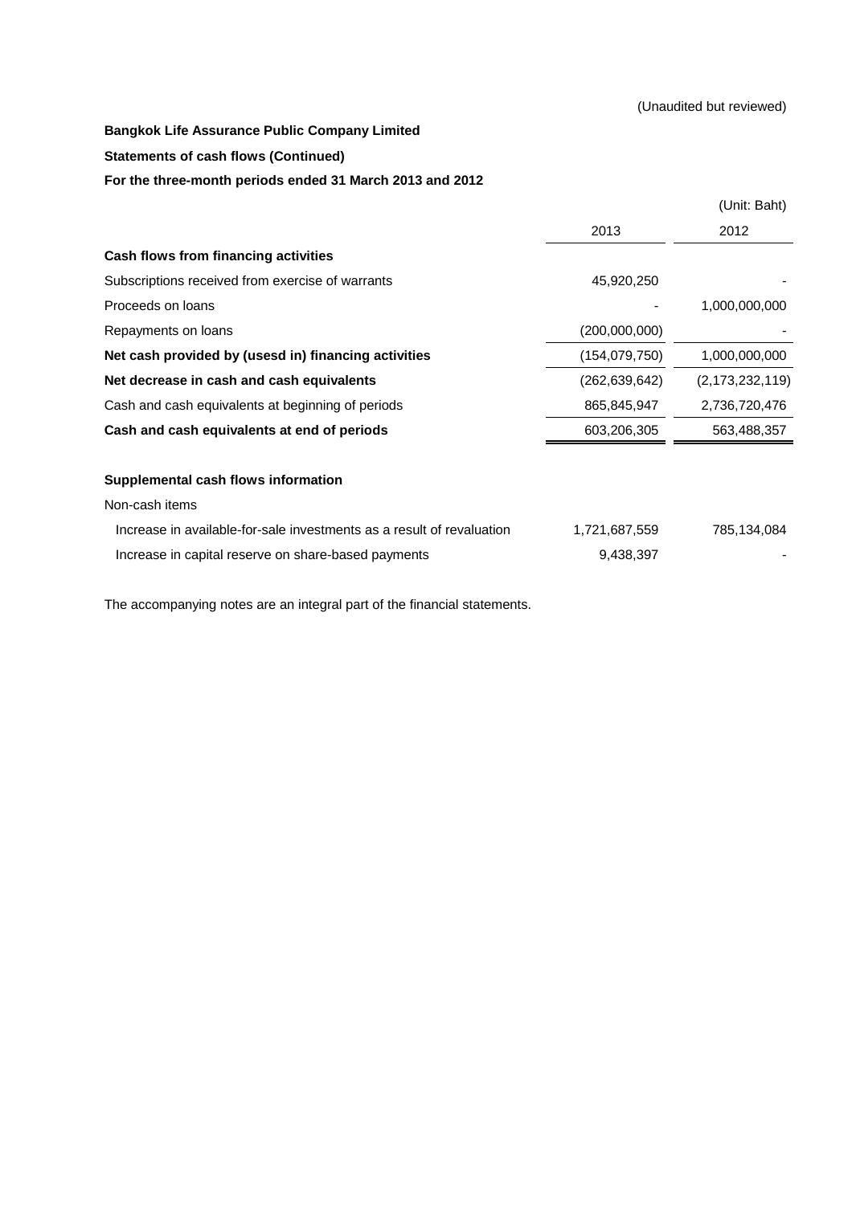(Unaudited but reviewed)

**Bangkok Life Assurance Public Company Limited**

**Statements of cash flows (Continued)**

**For the three-month periods ended 31 March 2013 and 2012**

(Unit: Baht)

| | 2013 | 2012 |
|---|---|---|
| **Cash flows from financing activities** | | |
| Subscriptions received from exercise of warrants | 45,920,250 | - |
| Proceeds on loans | - | 1,000,000,000 |
| Repayments on loans | (200,000,000) | - |
| **Net cash provided by (usesd in) financing activities** | (154,079,750) | 1,000,000,000 |
| **Net decrease in cash and cash equivalents** | (262,639,642) | (2,173,232,119) |
| Cash and cash equivalents at beginning of periods | 865,845,947 | 2,736,720,476 |
| **Cash and cash equivalents at end of periods** | 603,206,305 | 563,488,357 |
| | | |
| **Supplemental cash flows information** | | |
| Non-cash items | | |
| Increase in available-for-sale investments as a result of revaluation | 1,721,687,559 | 785,134,084 |
| Increase in capital reserve on share-based payments | 9,438,397 | - |

The accompanying notes are an integral part of the financial statements.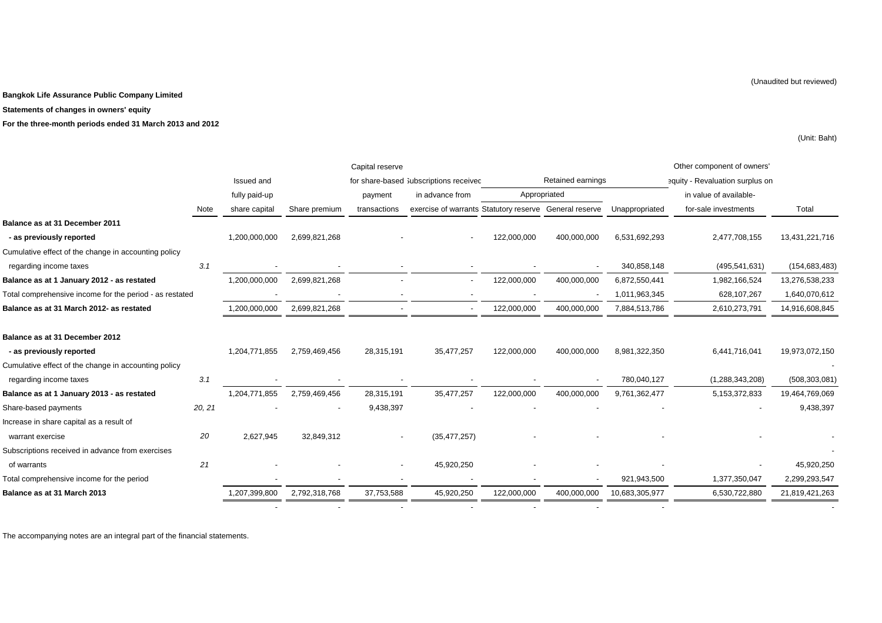(Unaudited but reviewed)

**Bangkok Life Assurance Public Company Limited**

**Statements of changes in owners' equity**

**For the three-month periods ended 31 March 2013 and 2012**

(Unit: Baht)

| | Note | Issued and fully paid-up share capital | Share premium | Capital reserve for share-based payment transactions | Subscriptions received in advance from exercise of warrants | Retained earnings | | | Other component of owners' equity - Revaluation surplus on in value of available-for-sale investments | Total |
|---|---|---|---|---|---|---|---|---|---|---|
| | | | | | | Appropriated | | | | |
| | | | | | | Statutory reserve | General reserve | Unappropriated | | |
| **Balance as at 31 December 2011** | | | | | | | | | | |
| **- as previously reported** | | 1,200,000,000 | 2,699,821,268 | - | - | 122,000,000 | 400,000,000 | 6,531,692,293 | 2,477,708,155 | 13,431,221,716 |
| Cumulative effect of the change in accounting policy | | | | | | | | | | |
| regarding income taxes | 3.1 | - | - | - | - | - | - | 340,858,148 | (495,541,631) | (154,683,483) |
| **Balance as at 1 January 2012 - as restated** | | 1,200,000,000 | 2,699,821,268 | - | - | 122,000,000 | 400,000,000 | 6,872,550,441 | 1,982,166,524 | 13,276,538,233 |
| Total comprehensive income for the period - as restated | | - | - | - | - | - | - | 1,011,963,345 | 628,107,267 | 1,640,070,612 |
| **Balance as at 31 March 2012- as restated** | | 1,200,000,000 | 2,699,821,268 | - | - | 122,000,000 | 400,000,000 | 7,884,513,786 | 2,610,273,791 | 14,916,608,845 |
| | | | | | | | | | | |
| **Balance as at 31 December 2012** | | | | | | | | | | |
| **- as previously reported** | | 1,204,771,855 | 2,759,469,456 | 28,315,191 | 35,477,257 | 122,000,000 | 400,000,000 | 8,981,322,350 | 6,441,716,041 | 19,973,072,150 |
| Cumulative effect of the change in accounting policy | | | | | | | | | | - |
| regarding income taxes | 3.1 | - | - | - | - | - | - | 780,040,127 | (1,288,343,208) | (508,303,081) |
| **Balance as at 1 January 2013 - as restated** | | 1,204,771,855 | 2,759,469,456 | 28,315,191 | 35,477,257 | 122,000,000 | 400,000,000 | 9,761,362,477 | 5,153,372,833 | 19,464,769,069 |
| Share-based payments | 20, 21 | - | - | 9,438,397 | - | - | - | - | - | 9,438,397 |
| Increase in share capital as a result of | | | | | | | | | | |
| warrant exercise | 20 | 2,627,945 | 32,849,312 | - | (35,477,257) | - | - | - | - | - |
| Subscriptions received in advance from exercises | | | | | | | | | | - |
| of warrants | 21 | - | - | - | 45,920,250 | - | - | - | - | 45,920,250 |
| Total comprehensive income for the period | | - | - | - | - | - | - | 921,943,500 | 1,377,350,047 | 2,299,293,547 |
| **Balance as at 31 March 2013** | | 1,207,399,800 | 2,792,318,768 | 37,753,588 | 45,920,250 | 122,000,000 | 400,000,000 | 10,683,305,977 | 6,530,722,880 | 21,819,421,263 |
| | | - | - | - | - | - | - | - | - | - |

The accompanying notes are an integral part of the financial statements.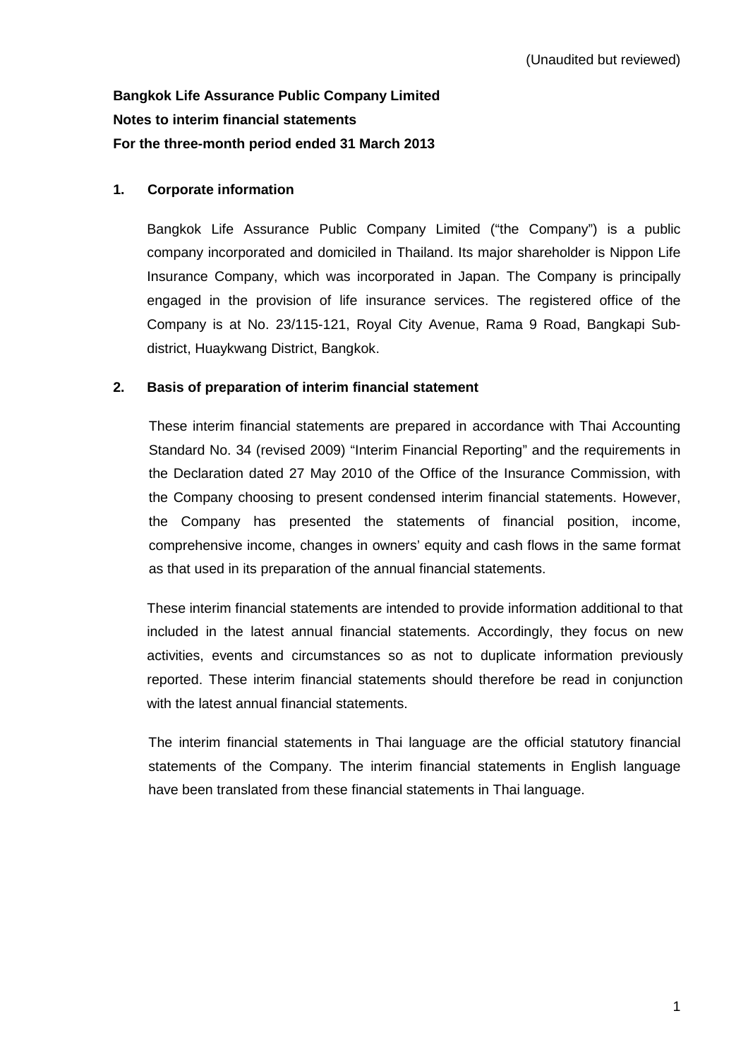(Unaudited but reviewed)

**Bangkok Life Assurance Public Company Limited**
**Notes to interim financial statements**
**For the three-month period ended 31 March 2013**

## 1. Corporate information

Bangkok Life Assurance Public Company Limited ("the Company") is a public company incorporated and domiciled in Thailand. Its major shareholder is Nippon Life Insurance Company, which was incorporated in Japan. The Company is principally engaged in the provision of life insurance services. The registered office of the Company is at No. 23/115-121, Royal City Avenue, Rama 9 Road, Bangkapi Sub-district, Huaykwang District, Bangkok.

## 2. Basis of preparation of interim financial statement

These interim financial statements are prepared in accordance with Thai Accounting Standard No. 34 (revised 2009) "Interim Financial Reporting" and the requirements in the Declaration dated 27 May 2010 of the Office of the Insurance Commission, with the Company choosing to present condensed interim financial statements. However, the Company has presented the statements of financial position, income, comprehensive income, changes in owners' equity and cash flows in the same format as that used in its preparation of the annual financial statements.

These interim financial statements are intended to provide information additional to that included in the latest annual financial statements. Accordingly, they focus on new activities, events and circumstances so as not to duplicate information previously reported. These interim financial statements should therefore be read in conjunction with the latest annual financial statements.

The interim financial statements in Thai language are the official statutory financial statements of the Company. The interim financial statements in English language have been translated from these financial statements in Thai language.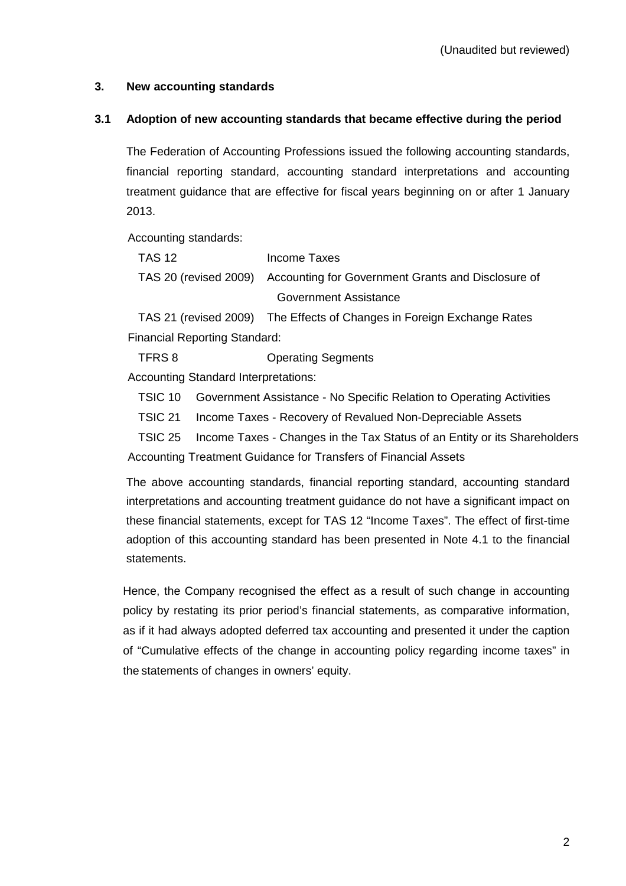(Unaudited but reviewed)

## 3. New accounting standards

### 3.1 Adoption of new accounting standards that became effective during the period

The Federation of Accounting Professions issued the following accounting standards, financial reporting standard, accounting standard interpretations and accounting treatment guidance that are effective for fiscal years beginning on or after 1 January 2013.

Accounting standards:

| | |
|---|---|
| TAS 12 | Income Taxes |
| TAS 20 (revised 2009) | Accounting for Government Grants and Disclosure of Government Assistance |
| TAS 21 (revised 2009) | The Effects of Changes in Foreign Exchange Rates |

Financial Reporting Standard:

| | |
|---|---|
| TFRS 8 | Operating Segments |

Accounting Standard Interpretations:

| | |
|---|---|
| TSIC 10 | Government Assistance - No Specific Relation to Operating Activities |
| TSIC 21 | Income Taxes - Recovery of Revalued Non-Depreciable Assets |
| TSIC 25 | Income Taxes - Changes in the Tax Status of an Entity or its Shareholders |

Accounting Treatment Guidance for Transfers of Financial Assets

The above accounting standards, financial reporting standard, accounting standard interpretations and accounting treatment guidance do not have a significant impact on these financial statements, except for TAS 12 "Income Taxes". The effect of first-time adoption of this accounting standard has been presented in Note 4.1 to the financial statements.

Hence, the Company recognised the effect as a result of such change in accounting policy by restating its prior period's financial statements, as comparative information, as if it had always adopted deferred tax accounting and presented it under the caption of "Cumulative effects of the change in accounting policy regarding income taxes" in the statements of changes in owners' equity.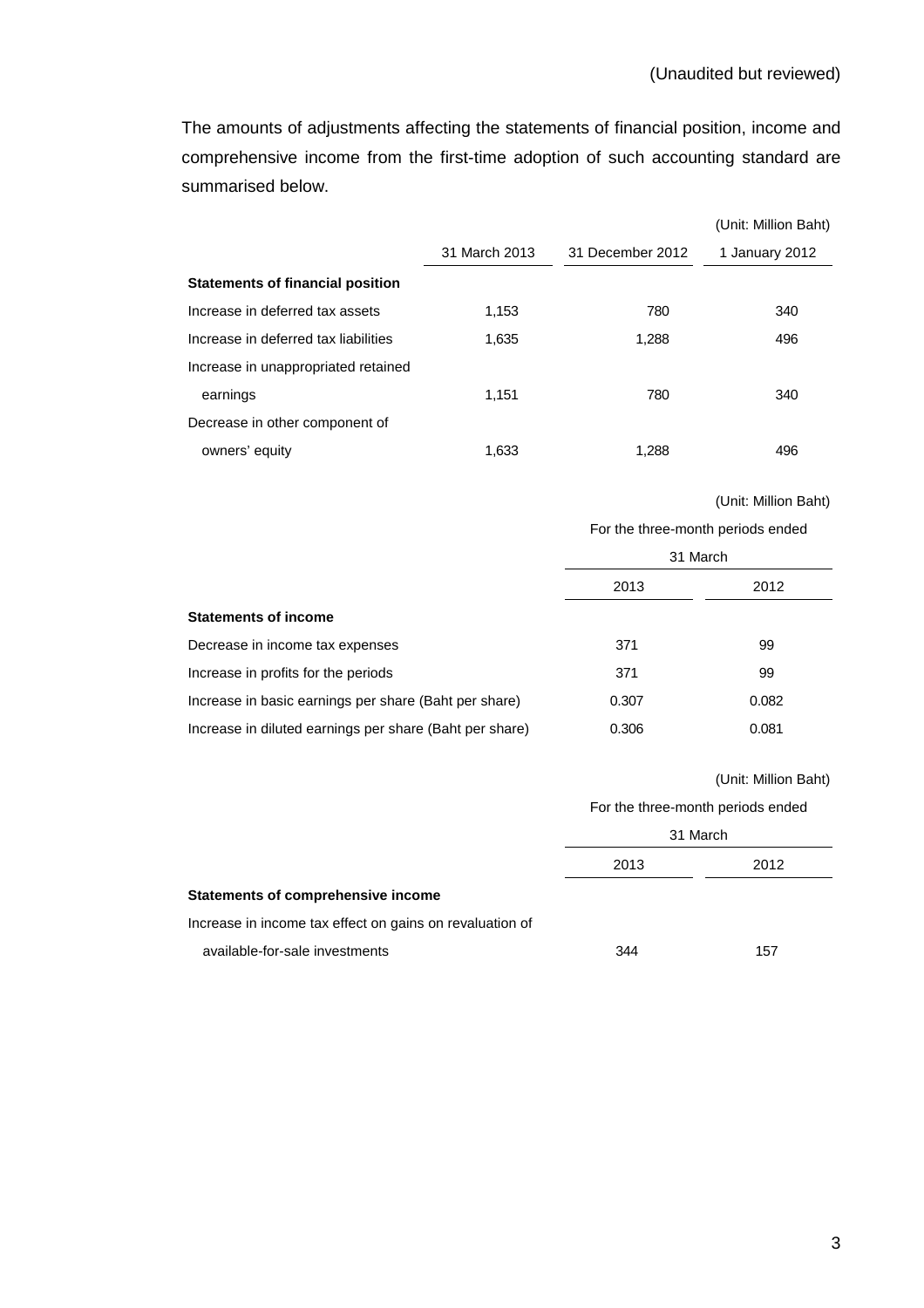(Unaudited but reviewed)

The amounts of adjustments affecting the statements of financial position, income and comprehensive income from the first-time adoption of such accounting standard are summarised below.

(Unit: Million Baht)

| | 31 March 2013 | 31 December 2012 | 1 January 2012 |
|---|---|---|---|
| **Statements of financial position** | | | |
| Increase in deferred tax assets | 1,153 | 780 | 340 |
| Increase in deferred tax liabilities | 1,635 | 1,288 | 496 |
| Increase in unappropriated retained earnings | 1,151 | 780 | 340 |
| Decrease in other component of owners' equity | 1,633 | 1,288 | 496 |

(Unit: Million Baht)

| | For the three-month periods ended 31 March | |
|---|---|---|
| | 2013 | 2012 |
| **Statements of income** | | |
| Decrease in income tax expenses | 371 | 99 |
| Increase in profits for the periods | 371 | 99 |
| Increase in basic earnings per share (Baht per share) | 0.307 | 0.082 |
| Increase in diluted earnings per share (Baht per share) | 0.306 | 0.081 |

(Unit: Million Baht)

| | For the three-month periods ended 31 March | |
|---|---|---|
| | 2013 | 2012 |
| **Statements of comprehensive income** | | |
| Increase in income tax effect on gains on revaluation of available-for-sale investments | 344 | 157 |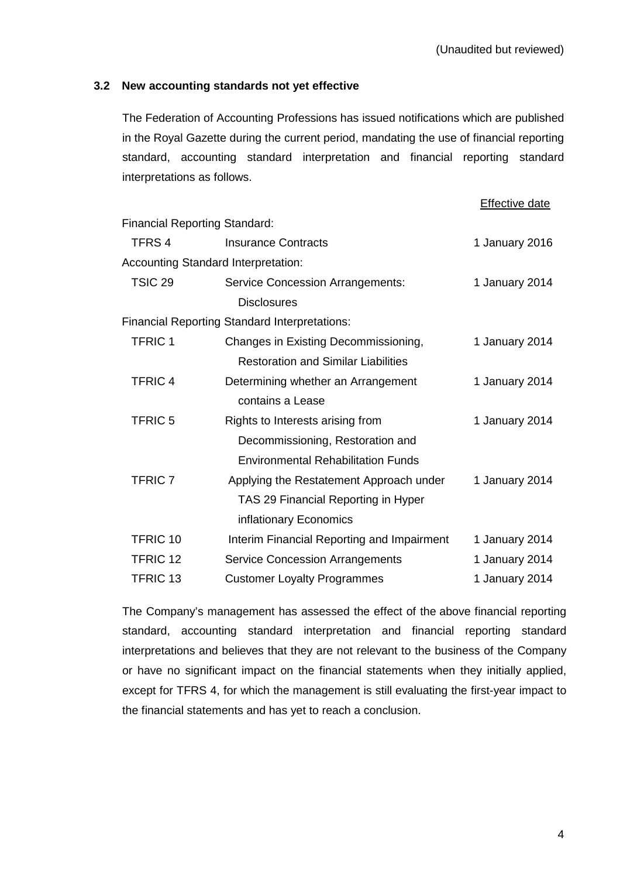(Unaudited but reviewed)

### 3.2 New accounting standards not yet effective

The Federation of Accounting Professions has issued notifications which are published in the Royal Gazette during the current period, mandating the use of financial reporting standard, accounting standard interpretation and financial reporting standard interpretations as follows.

| | | Effective date |
|---|---|---|
| Financial Reporting Standard: | | |
| TFRS 4 | Insurance Contracts | 1 January 2016 |
| Accounting Standard Interpretation: | | |
| TSIC 29 | Service Concession Arrangements: Disclosures | 1 January 2014 |
| Financial Reporting Standard Interpretations: | | |
| TFRIC 1 | Changes in Existing Decommissioning, Restoration and Similar Liabilities | 1 January 2014 |
| TFRIC 4 | Determining whether an Arrangement contains a Lease | 1 January 2014 |
| TFRIC 5 | Rights to Interests arising from Decommissioning, Restoration and Environmental Rehabilitation Funds | 1 January 2014 |
| TFRIC 7 | Applying the Restatement Approach under TAS 29 Financial Reporting in Hyper inflationary Economics | 1 January 2014 |
| TFRIC 10 | Interim Financial Reporting and Impairment | 1 January 2014 |
| TFRIC 12 | Service Concession Arrangements | 1 January 2014 |
| TFRIC 13 | Customer Loyalty Programmes | 1 January 2014 |

The Company's management has assessed the effect of the above financial reporting standard, accounting standard interpretation and financial reporting standard interpretations and believes that they are not relevant to the business of the Company or have no significant impact on the financial statements when they initially applied, except for TFRS 4, for which the management is still evaluating the first-year impact to the financial statements and has yet to reach a conclusion.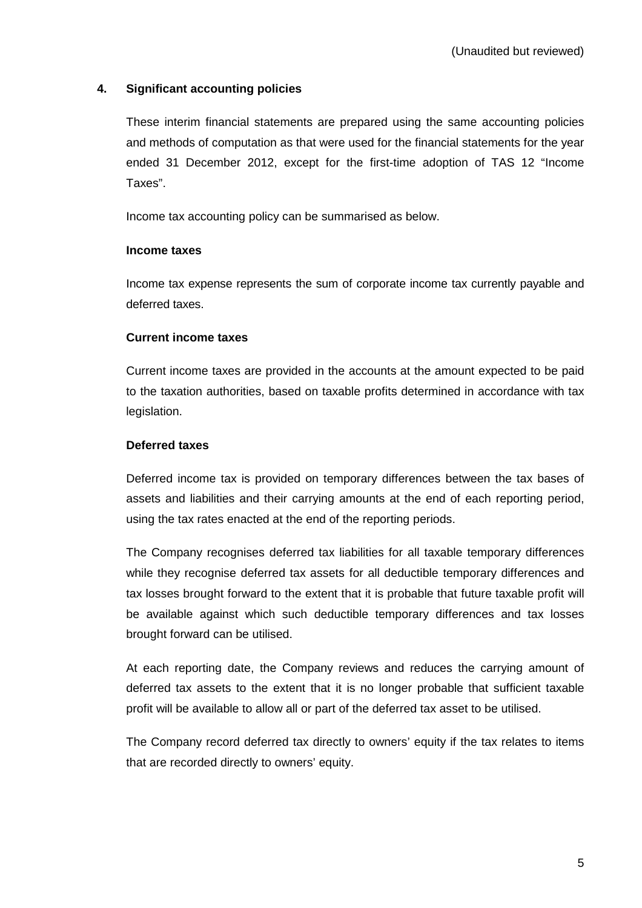(Unaudited but reviewed)

## 4. Significant accounting policies

These interim financial statements are prepared using the same accounting policies and methods of computation as that were used for the financial statements for the year ended 31 December 2012, except for the first-time adoption of TAS 12 "Income Taxes".

Income tax accounting policy can be summarised as below.

### Income taxes

Income tax expense represents the sum of corporate income tax currently payable and deferred taxes.

### Current income taxes

Current income taxes are provided in the accounts at the amount expected to be paid to the taxation authorities, based on taxable profits determined in accordance with tax legislation.

### Deferred taxes

Deferred income tax is provided on temporary differences between the tax bases of assets and liabilities and their carrying amounts at the end of each reporting period, using the tax rates enacted at the end of the reporting periods.

The Company recognises deferred tax liabilities for all taxable temporary differences while they recognise deferred tax assets for all deductible temporary differences and tax losses brought forward to the extent that it is probable that future taxable profit will be available against which such deductible temporary differences and tax losses brought forward can be utilised.

At each reporting date, the Company reviews and reduces the carrying amount of deferred tax assets to the extent that it is no longer probable that sufficient taxable profit will be available to allow all or part of the deferred tax asset to be utilised.

The Company record deferred tax directly to owners' equity if the tax relates to items that are recorded directly to owners' equity.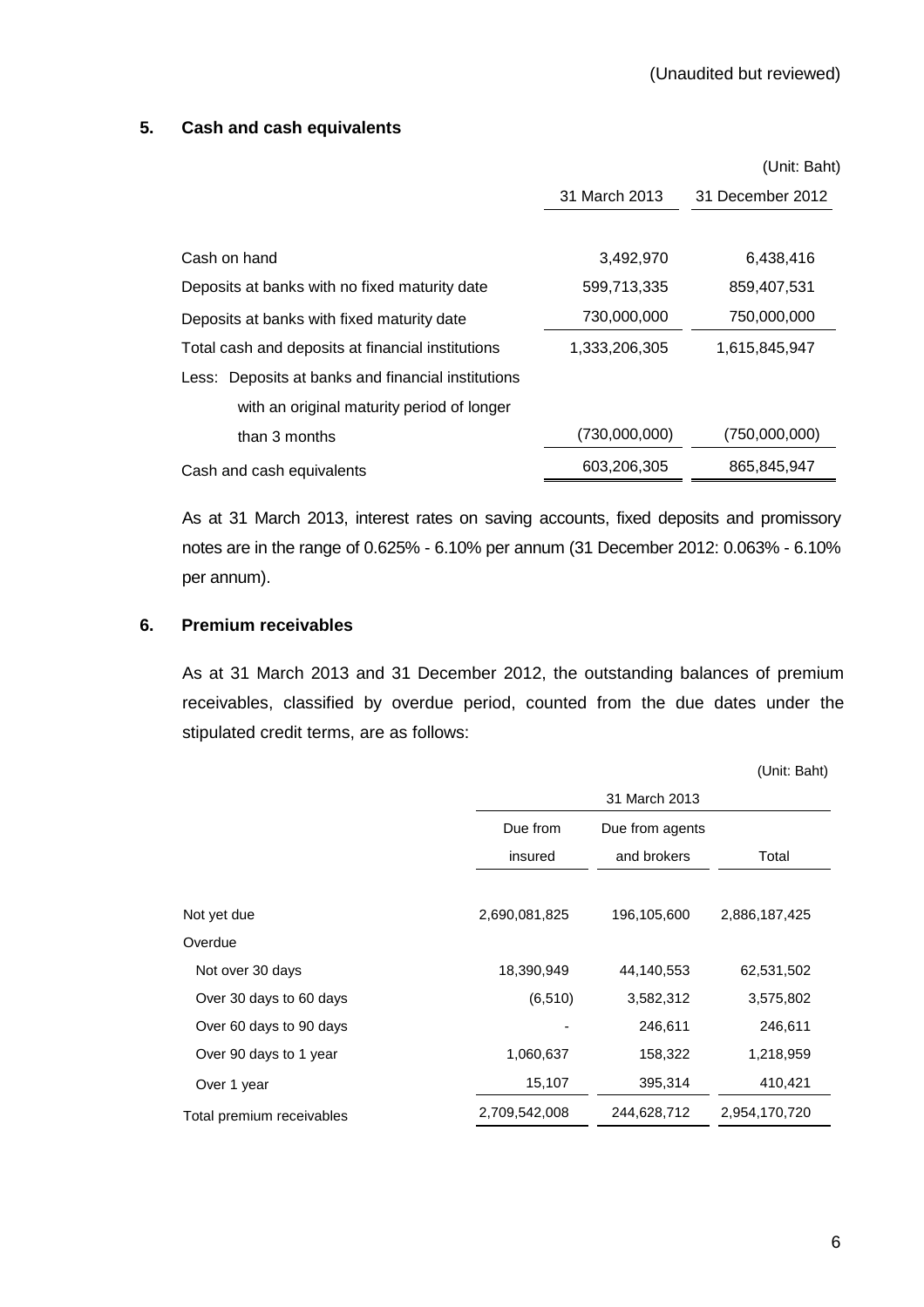(Unaudited but reviewed)

## 5. Cash and cash equivalents

(Unit: Baht)

| | 31 March 2013 | 31 December 2012 |
|---|---|---|
| Cash on hand | 3,492,970 | 6,438,416 |
| Deposits at banks with no fixed maturity date | 599,713,335 | 859,407,531 |
| Deposits at banks with fixed maturity date | 730,000,000 | 750,000,000 |
| Total cash and deposits at financial institutions | 1,333,206,305 | 1,615,845,947 |
| Less: Deposits at banks and financial institutions with an original maturity period of longer than 3 months | (730,000,000) | (750,000,000) |
| Cash and cash equivalents | 603,206,305 | 865,845,947 |

As at 31 March 2013, interest rates on saving accounts, fixed deposits and promissory notes are in the range of 0.625% - 6.10% per annum (31 December 2012: 0.063% - 6.10% per annum).

## 6. Premium receivables

As at 31 March 2013 and 31 December 2012, the outstanding balances of premium receivables, classified by overdue period, counted from the due dates under the stipulated credit terms, are as follows:

(Unit: Baht)

| | 31 March 2013 | | |
|---|---|---|---|
| | Due from insured | Due from agents and brokers | Total |
| Not yet due | 2,690,081,825 | 196,105,600 | 2,886,187,425 |
| Overdue | | | |
| Not over 30 days | 18,390,949 | 44,140,553 | 62,531,502 |
| Over 30 days to 60 days | (6,510) | 3,582,312 | 3,575,802 |
| Over 60 days to 90 days | - | 246,611 | 246,611 |
| Over 90 days to 1 year | 1,060,637 | 158,322 | 1,218,959 |
| Over 1 year | 15,107 | 395,314 | 410,421 |
| Total premium receivables | 2,709,542,008 | 244,628,712 | 2,954,170,720 |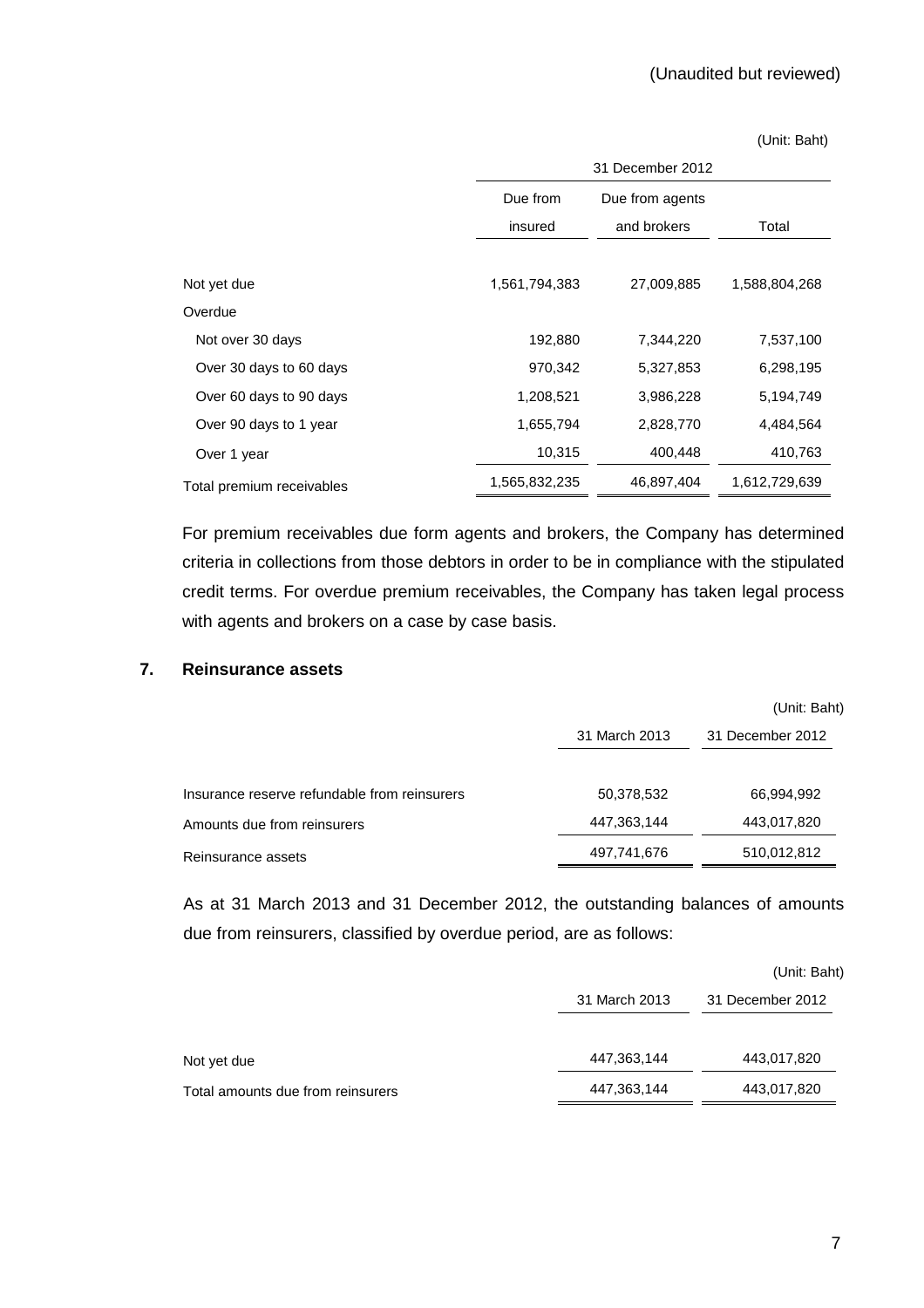(Unaudited but reviewed)

(Unit: Baht)

| | 31 December 2012 | | |
|---|---|---|---|
| | Due from insured | Due from agents and brokers | Total |
| Not yet due | 1,561,794,383 | 27,009,885 | 1,588,804,268 |
| Overdue | | | |
| Not over 30 days | 192,880 | 7,344,220 | 7,537,100 |
| Over 30 days to 60 days | 970,342 | 5,327,853 | 6,298,195 |
| Over 60 days to 90 days | 1,208,521 | 3,986,228 | 5,194,749 |
| Over 90 days to 1 year | 1,655,794 | 2,828,770 | 4,484,564 |
| Over 1 year | 10,315 | 400,448 | 410,763 |
| Total premium receivables | 1,565,832,235 | 46,897,404 | 1,612,729,639 |

For premium receivables due form agents and brokers, the Company has determined criteria in collections from those debtors in order to be in compliance with the stipulated credit terms. For overdue premium receivables, the Company has taken legal process with agents and brokers on a case by case basis.

## 7. Reinsurance assets

(Unit: Baht)

| | 31 March 2013 | 31 December 2012 |
|---|---|---|
| Insurance reserve refundable from reinsurers | 50,378,532 | 66,994,992 |
| Amounts due from reinsurers | 447,363,144 | 443,017,820 |
| Reinsurance assets | 497,741,676 | 510,012,812 |

As at 31 March 2013 and 31 December 2012, the outstanding balances of amounts due from reinsurers, classified by overdue period, are as follows:

(Unit: Baht)

| | 31 March 2013 | 31 December 2012 |
|---|---|---|
| Not yet due | 447,363,144 | 443,017,820 |
| Total amounts due from reinsurers | 447,363,144 | 443,017,820 |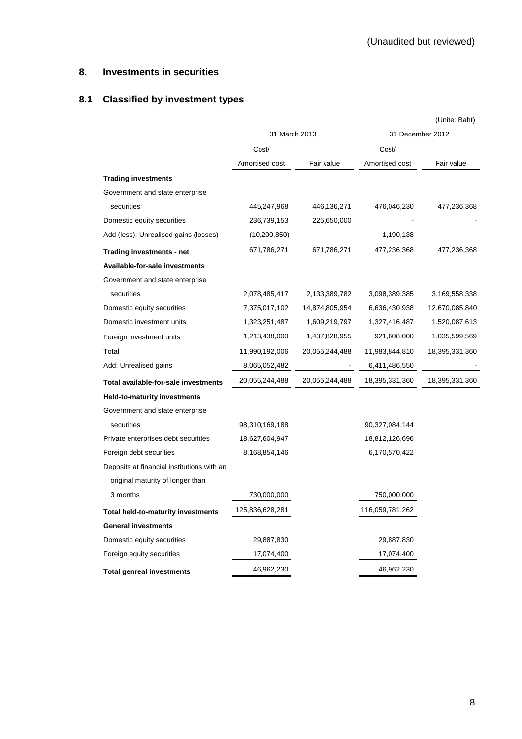(Unaudited but reviewed)

## 8. Investments in securities

### 8.1 Classified by investment types

(Unite: Baht)

| | 31 March 2013 | | 31 December 2012 | |
|---|---|---|---|---|
| | Cost/ Amortised cost | Fair value | Cost/ Amortised cost | Fair value |
| **Trading investments** | | | | |
| Government and state enterprise securities | 445,247,968 | 446,136,271 | 476,046,230 | 477,236,368 |
| Domestic equity securities | 236,739,153 | 225,650,000 | - | - |
| Add (less): Unrealised gains (losses) | (10,200,850) | - | 1,190,138 | - |
| **Trading investments - net** | 671,786,271 | 671,786,271 | 477,236,368 | 477,236,368 |
| **Available-for-sale investments** | | | | |
| Government and state enterprise securities | 2,078,485,417 | 2,133,389,782 | 3,098,389,385 | 3,169,558,338 |
| Domestic equity securities | 7,375,017,102 | 14,874,805,954 | 6,636,430,938 | 12,670,085,840 |
| Domestic investment units | 1,323,251,487 | 1,609,219,797 | 1,327,416,487 | 1,520,087,613 |
| Foreign investment units | 1,213,438,000 | 1,437,828,955 | 921,608,000 | 1,035,599,569 |
| Total | 11,990,192,006 | 20,055,244,488 | 11,983,844,810 | 18,395,331,360 |
| Add: Unrealised gains | 8,065,052,482 | - | 6,411,486,550 | - |
| **Total available-for-sale investments** | 20,055,244,488 | 20,055,244,488 | 18,395,331,360 | 18,395,331,360 |
| **Held-to-maturity investments** | | | | |
| Government and state enterprise securities | 98,310,169,188 | | 90,327,084,144 | |
| Private enterprises debt securities | 18,627,604,947 | | 18,812,126,696 | |
| Foreign debt securities | 8,168,854,146 | | 6,170,570,422 | |
| Deposits at financial institutions with an original maturity of longer than 3 months | 730,000,000 | | 750,000,000 | |
| **Total held-to-maturity investments** | 125,836,628,281 | | 116,059,781,262 | |
| **General investments** | | | | |
| Domestic equity securities | 29,887,830 | | 29,887,830 | |
| Foreign equity securities | 17,074,400 | | 17,074,400 | |
| **Total genreal investments** | 46,962,230 | | 46,962,230 | |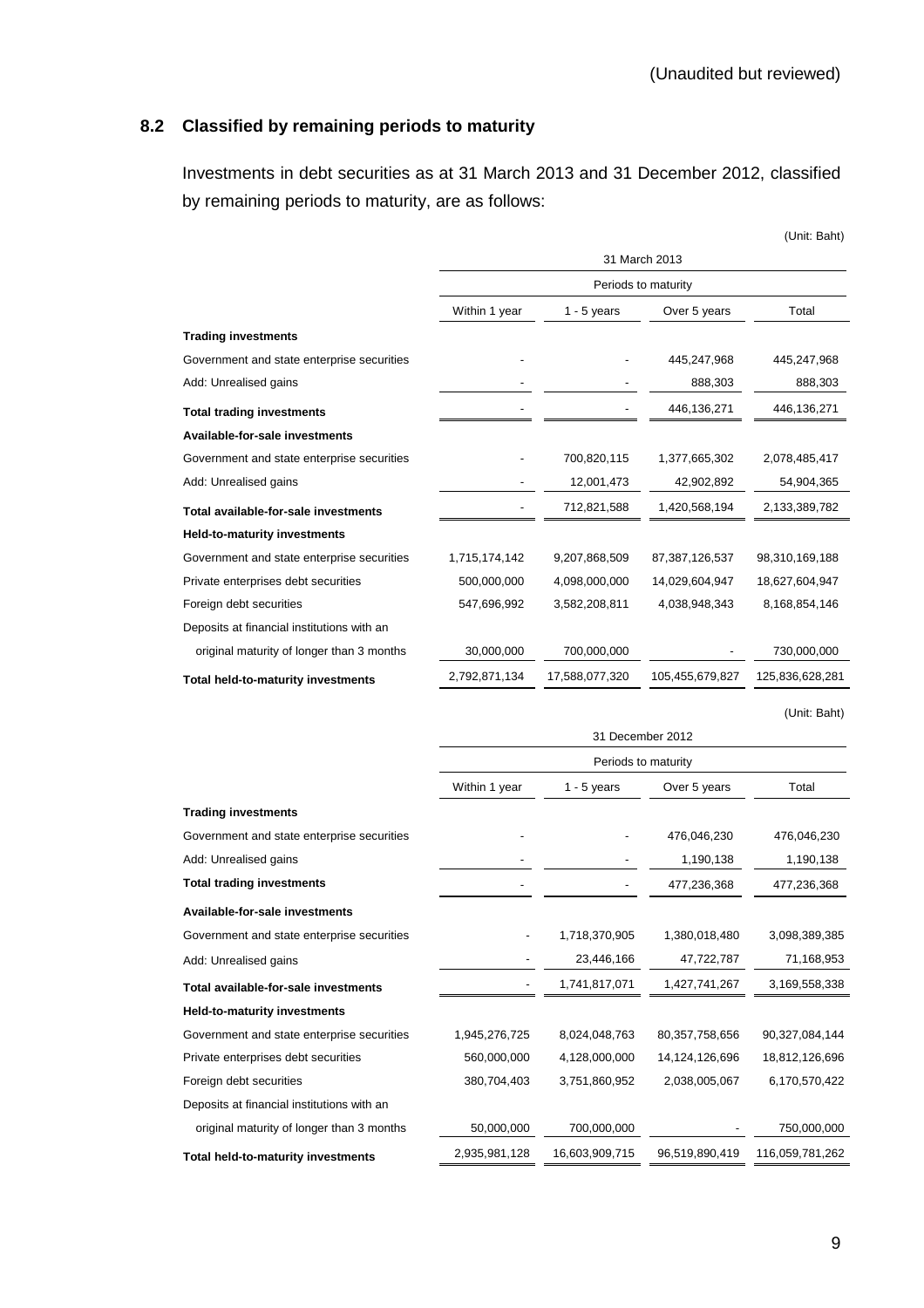(Unaudited but reviewed)

## 8.2 Classified by remaining periods to maturity

Investments in debt securities as at 31 March 2013 and 31 December 2012, classified by remaining periods to maturity, are as follows:

(Unit: Baht)

| | 31 March 2013 | | | |
|---|---|---|---|---|
| | Periods to maturity | | | |
| | Within 1 year | 1 - 5 years | Over 5 years | Total |
| **Trading investments** | | | | |
| Government and state enterprise securities | - | - | 445,247,968 | 445,247,968 |
| Add: Unrealised gains | - | - | 888,303 | 888,303 |
| **Total trading investments** | - | - | 446,136,271 | 446,136,271 |
| **Available-for-sale investments** | | | | |
| Government and state enterprise securities | - | 700,820,115 | 1,377,665,302 | 2,078,485,417 |
| Add: Unrealised gains | - | 12,001,473 | 42,902,892 | 54,904,365 |
| **Total available-for-sale investments** | - | 712,821,588 | 1,420,568,194 | 2,133,389,782 |
| **Held-to-maturity investments** | | | | |
| Government and state enterprise securities | 1,715,174,142 | 9,207,868,509 | 87,387,126,537 | 98,310,169,188 |
| Private enterprises debt securities | 500,000,000 | 4,098,000,000 | 14,029,604,947 | 18,627,604,947 |
| Foreign debt securities | 547,696,992 | 3,582,208,811 | 4,038,948,343 | 8,168,854,146 |
| Deposits at financial institutions with an original maturity of longer than 3 months | 30,000,000 | 700,000,000 | - | 730,000,000 |
| **Total held-to-maturity investments** | 2,792,871,134 | 17,588,077,320 | 105,455,679,827 | 125,836,628,281 |

(Unit: Baht)

| | 31 December 2012 | | | |
|---|---|---|---|---|
| | Periods to maturity | | | |
| | Within 1 year | 1 - 5 years | Over 5 years | Total |
| **Trading investments** | | | | |
| Government and state enterprise securities | - | - | 476,046,230 | 476,046,230 |
| Add: Unrealised gains | - | - | 1,190,138 | 1,190,138 |
| **Total trading investments** | - | - | 477,236,368 | 477,236,368 |
| **Available-for-sale investments** | | | | |
| Government and state enterprise securities | - | 1,718,370,905 | 1,380,018,480 | 3,098,389,385 |
| Add: Unrealised gains | - | 23,446,166 | 47,722,787 | 71,168,953 |
| **Total available-for-sale investments** | - | 1,741,817,071 | 1,427,741,267 | 3,169,558,338 |
| **Held-to-maturity investments** | | | | |
| Government and state enterprise securities | 1,945,276,725 | 8,024,048,763 | 80,357,758,656 | 90,327,084,144 |
| Private enterprises debt securities | 560,000,000 | 4,128,000,000 | 14,124,126,696 | 18,812,126,696 |
| Foreign debt securities | 380,704,403 | 3,751,860,952 | 2,038,005,067 | 6,170,570,422 |
| Deposits at financial institutions with an original maturity of longer than 3 months | 50,000,000 | 700,000,000 | - | 750,000,000 |
| **Total held-to-maturity investments** | 2,935,981,128 | 16,603,909,715 | 96,519,890,419 | 116,059,781,262 |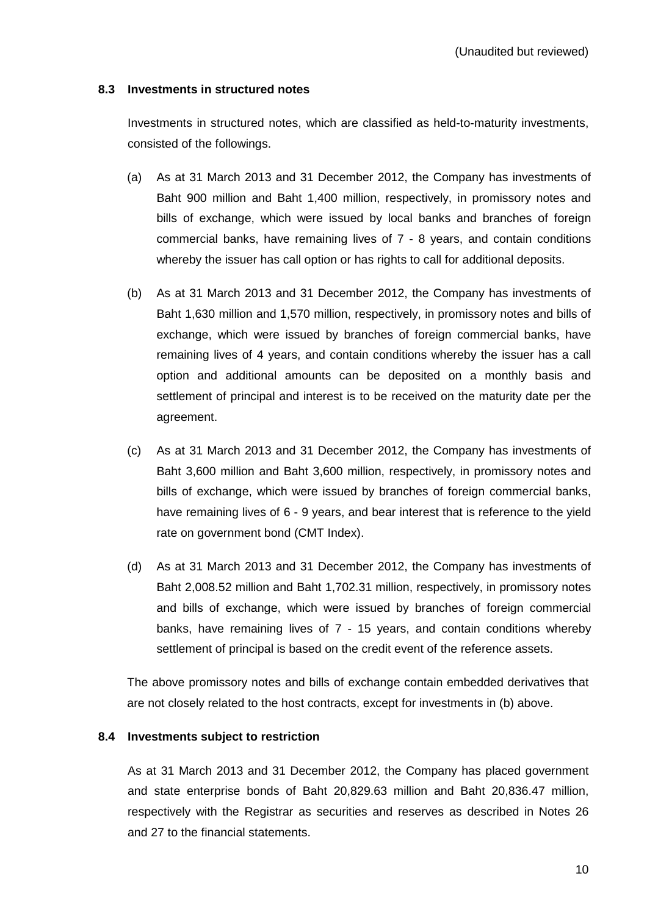(Unaudited but reviewed)

### 8.3 Investments in structured notes

Investments in structured notes, which are classified as held-to-maturity investments, consisted of the followings.

(a) As at 31 March 2013 and 31 December 2012, the Company has investments of Baht 900 million and Baht 1,400 million, respectively, in promissory notes and bills of exchange, which were issued by local banks and branches of foreign commercial banks, have remaining lives of 7 - 8 years, and contain conditions whereby the issuer has call option or has rights to call for additional deposits.

(b) As at 31 March 2013 and 31 December 2012, the Company has investments of Baht 1,630 million and 1,570 million, respectively, in promissory notes and bills of exchange, which were issued by branches of foreign commercial banks, have remaining lives of 4 years, and contain conditions whereby the issuer has a call option and additional amounts can be deposited on a monthly basis and settlement of principal and interest is to be received on the maturity date per the agreement.

(c) As at 31 March 2013 and 31 December 2012, the Company has investments of Baht 3,600 million and Baht 3,600 million, respectively, in promissory notes and bills of exchange, which were issued by branches of foreign commercial banks, have remaining lives of 6 - 9 years, and bear interest that is reference to the yield rate on government bond (CMT Index).

(d) As at 31 March 2013 and 31 December 2012, the Company has investments of Baht 2,008.52 million and Baht 1,702.31 million, respectively, in promissory notes and bills of exchange, which were issued by branches of foreign commercial banks, have remaining lives of 7 - 15 years, and contain conditions whereby settlement of principal is based on the credit event of the reference assets.

The above promissory notes and bills of exchange contain embedded derivatives that are not closely related to the host contracts, except for investments in (b) above.

### 8.4 Investments subject to restriction

As at 31 March 2013 and 31 December 2012, the Company has placed government and state enterprise bonds of Baht 20,829.63 million and Baht 20,836.47 million, respectively with the Registrar as securities and reserves as described in Notes 26 and 27 to the financial statements.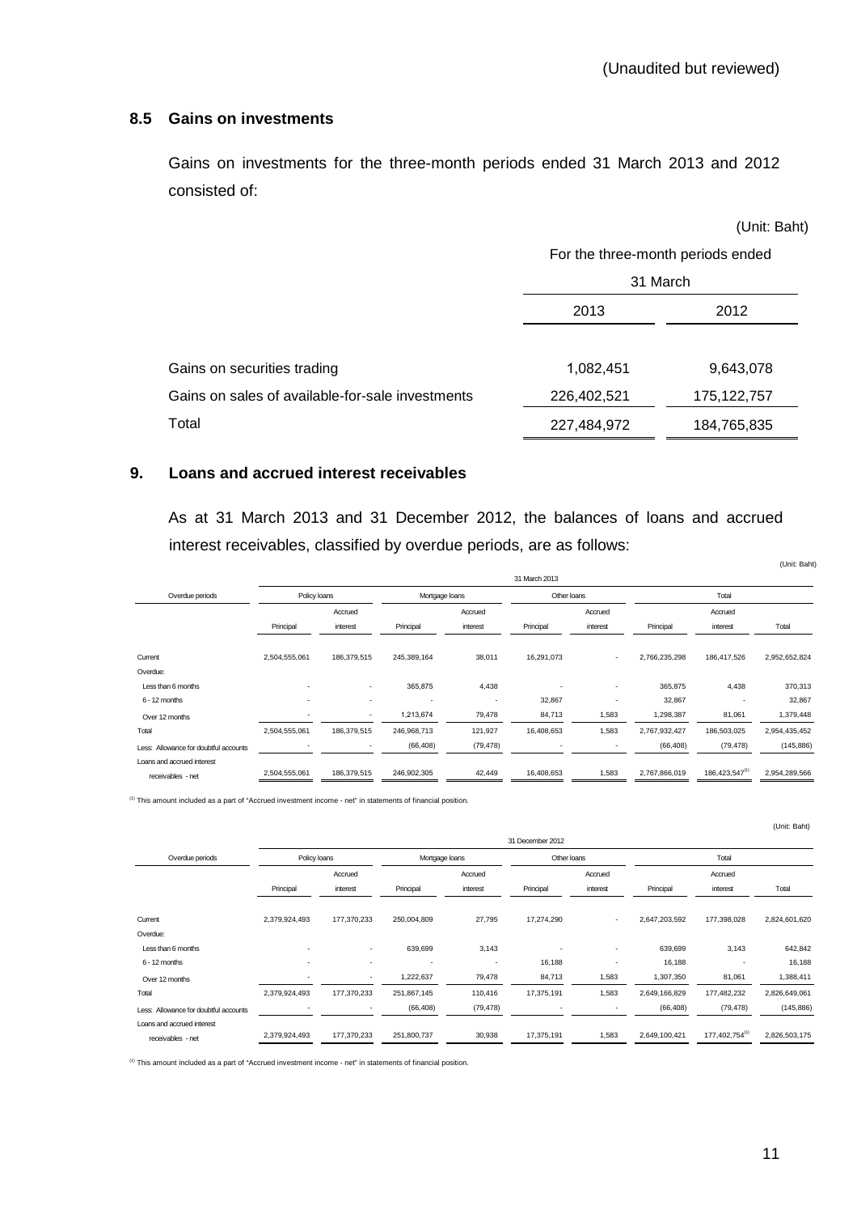(Unaudited but reviewed)

### 8.5 Gains on investments

Gains on investments for the three-month periods ended 31 March 2013 and 2012 consisted of:

(Unit: Baht)

| | For the three-month periods ended 31 March | |
|---|---|---|
| | 2013 | 2012 |
| Gains on securities trading | 1,082,451 | 9,643,078 |
| Gains on sales of available-for-sale investments | 226,402,521 | 175,122,757 |
| Total | 227,484,972 | 184,765,835 |

## 9. Loans and accrued interest receivables

As at 31 March 2013 and 31 December 2012, the balances of loans and accrued interest receivables, classified by overdue periods, are as follows:

(Unit: Baht)

| Overdue periods | 31 March 2013 | | | | | | | | |
|---|---|---|---|---|---|---|---|---|---|
| | Policy loans | | Mortgage loans | | Other loans | | Total | | |
| | Principal | Accrued interest | Principal | Accrued interest | Principal | Accrued interest | Principal | Accrued interest | Total |
| Current | 2,504,555,061 | 186,379,515 | 245,389,164 | 38,011 | 16,291,073 | - | 2,766,235,298 | 186,417,526 | 2,952,652,824 |
| Overdue: | | | | | | | | | |
| Less than 6 months | - | - | 365,875 | 4,438 | - | - | 365,875 | 4,438 | 370,313 |
| 6 - 12 months | - | - | - | - | 32,867 | - | 32,867 | - | 32,867 |
| Over 12 months | - | - | 1,213,674 | 79,478 | 84,713 | 1,583 | 1,298,387 | 81,061 | 1,379,448 |
| Total | 2,504,555,061 | 186,379,515 | 246,968,713 | 121,927 | 16,408,653 | 1,583 | 2,767,932,427 | 186,503,025 | 2,954,435,452 |
| Less: Allowance for doubtful accounts | - | - | (66,408) | (79,478) | - | - | (66,408) | (79,478) | (145,886) |
| Loans and accrued interest receivables - net | 2,504,555,061 | 186,379,515 | 246,902,305 | 42,449 | 16,408,653 | 1,583 | 2,767,866,019 | 186,423,547[1] | 2,954,289,566 |

[1] This amount included as a part of "Accrued investment income - net" in statements of financial position.

(Unit: Baht)

| Overdue periods | 31 December 2012 | | | | | | | | |
|---|---|---|---|---|---|---|---|---|---|
| | Policy loans | | Mortgage loans | | Other loans | | Total | | |
| | Principal | Accrued interest | Principal | Accrued interest | Principal | Accrued interest | Principal | Accrued interest | Total |
| Current | 2,379,924,493 | 177,370,233 | 250,004,809 | 27,795 | 17,274,290 | - | 2,647,203,592 | 177,398,028 | 2,824,601,620 |
| Overdue: | | | | | | | | | |
| Less than 6 months | - | - | 639,699 | 3,143 | - | - | 639,699 | 3,143 | 642,842 |
| 6 - 12 months | - | - | - | - | 16,188 | - | 16,188 | - | 16,188 |
| Over 12 months | - | - | 1,222,637 | 79,478 | 84,713 | 1,583 | 1,307,350 | 81,061 | 1,388,411 |
| Total | 2,379,924,493 | 177,370,233 | 251,867,145 | 110,416 | 17,375,191 | 1,583 | 2,649,166,829 | 177,482,232 | 2,826,649,061 |
| Less: Allowance for doubtful accounts | - | - | (66,408) | (79,478) | - | - | (66,408) | (79,478) | (145,886) |
| Loans and accrued interest receivables - net | 2,379,924,493 | 177,370,233 | 251,800,737 | 30,938 | 17,375,191 | 1,583 | 2,649,100,421 | 177,402,754[1] | 2,826,503,175 |

[1] This amount included as a part of "Accrued investment income - net" in statements of financial position.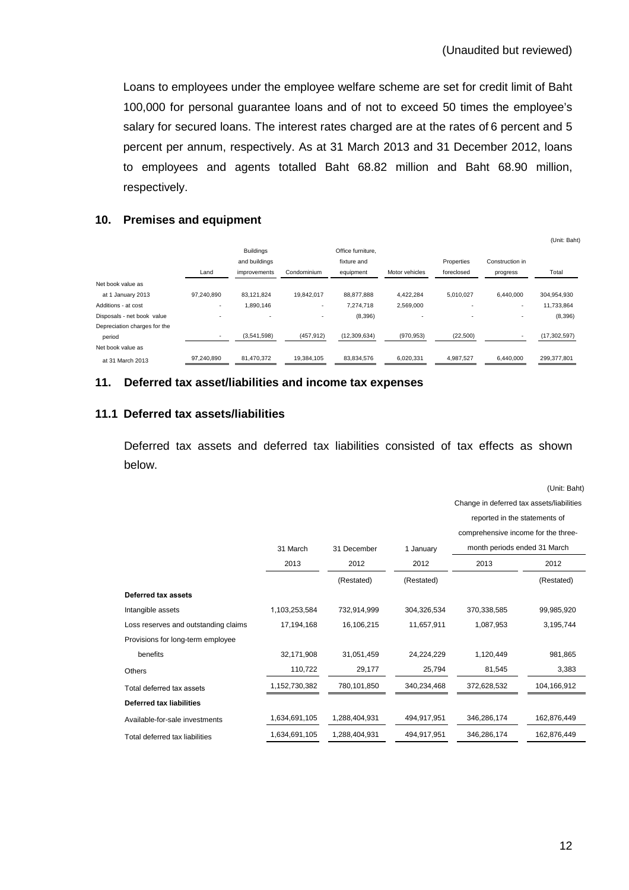(Unaudited but reviewed)

Loans to employees under the employee welfare scheme are set for credit limit of Baht 100,000 for personal guarantee loans and of not to exceed 50 times the employee's salary for secured loans. The interest rates charged are at the rates of 6 percent and 5 percent per annum, respectively. As at 31 March 2013 and 31 December 2012, loans to employees and agents totalled Baht 68.82 million and Baht 68.90 million, respectively.

## 10. Premises and equipment

(Unit: Baht)

| | Land | Buildings and buildings improvements | Condominium | Office furniture, fixture and equipment | Motor vehicles | Properties foreclosed | Construction in progress | Total |
|---|---|---|---|---|---|---|---|---|
| Net book value as at 1 January 2013 | 97,240,890 | 83,121,824 | 19,842,017 | 88,877,888 | 4,422,284 | 5,010,027 | 6,440,000 | 304,954,930 |
| Additions - at cost | - | 1,890,146 | - | 7,274,718 | 2,569,000 | - | - | 11,733,864 |
| Disposals - net book value | - | - | - | (8,396) | - | - | - | (8,396) |
| Depreciation charges for the period | - | (3,541,598) | (457,912) | (12,309,634) | (970,953) | (22,500) | - | (17,302,597) |
| Net book value as at 31 March 2013 | 97,240,890 | 81,470,372 | 19,384,105 | 83,834,576 | 6,020,331 | 4,987,527 | 6,440,000 | 299,377,801 |

## 11. Deferred tax asset/liabilities and income tax expenses

### 11.1 Deferred tax assets/liabilities

Deferred tax assets and deferred tax liabilities consisted of tax effects as shown below.

(Unit: Baht)

| | 31 March 2013 | 31 December 2012 (Restated) | 1 January 2012 (Restated) | Change in deferred tax assets/liabilities reported in the statements of comprehensive income for the three-month periods ended 31 March 2013 | 2012 (Restated) |
|---|---|---|---|---|---|
| **Deferred tax assets** | | | | | |
| Intangible assets | 1,103,253,584 | 732,914,999 | 304,326,534 | 370,338,585 | 99,985,920 |
| Loss reserves and outstanding claims | 17,194,168 | 16,106,215 | 11,657,911 | 1,087,953 | 3,195,744 |
| Provisions for long-term employee benefits | 32,171,908 | 31,051,459 | 24,224,229 | 1,120,449 | 981,865 |
| Others | 110,722 | 29,177 | 25,794 | 81,545 | 3,383 |
| Total deferred tax assets | 1,152,730,382 | 780,101,850 | 340,234,468 | 372,628,532 | 104,166,912 |
| **Deferred tax liabilities** | | | | | |
| Available-for-sale investments | 1,634,691,105 | 1,288,404,931 | 494,917,951 | 346,286,174 | 162,876,449 |
| Total deferred tax liabilities | 1,634,691,105 | 1,288,404,931 | 494,917,951 | 346,286,174 | 162,876,449 |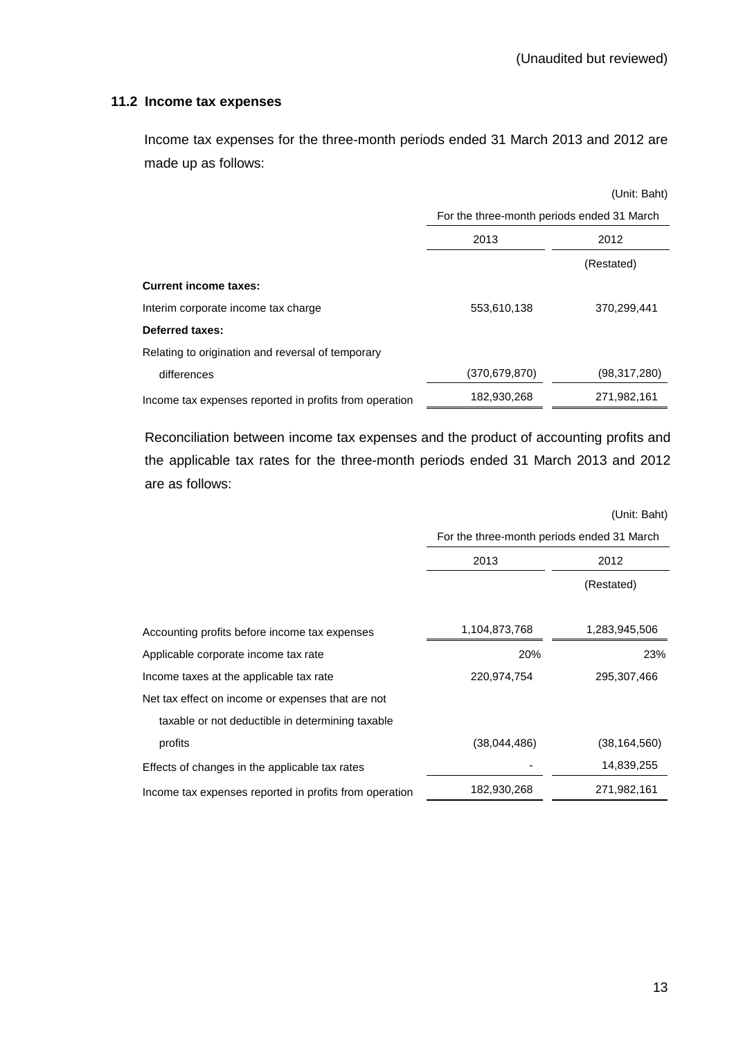(Unaudited but reviewed)

### 11.2 Income tax expenses

Income tax expenses for the three-month periods ended 31 March 2013 and 2012 are made up as follows:

(Unit: Baht)

| | For the three-month periods ended 31 March | |
|---|---|---|
| | 2013 | 2012 |
| | | (Restated) |
| **Current income taxes:** | | |
| Interim corporate income tax charge | 553,610,138 | 370,299,441 |
| **Deferred taxes:** | | |
| Relating to origination and reversal of temporary differences | (370,679,870) | (98,317,280) |
| Income tax expenses reported in profits from operation | 182,930,268 | 271,982,161 |

Reconciliation between income tax expenses and the product of accounting profits and the applicable tax rates for the three-month periods ended 31 March 2013 and 2012 are as follows:

(Unit: Baht)

| | For the three-month periods ended 31 March | |
|---|---|---|
| | 2013 | 2012 |
| | | (Restated) |
| Accounting profits before income tax expenses | 1,104,873,768 | 1,283,945,506 |
| Applicable corporate income tax rate | 20% | 23% |
| Income taxes at the applicable tax rate | 220,974,754 | 295,307,466 |
| Net tax effect on income or expenses that are not taxable or not deductible in determining taxable profits | (38,044,486) | (38,164,560) |
| Effects of changes in the applicable tax rates | - | 14,839,255 |
| Income tax expenses reported in profits from operation | 182,930,268 | 271,982,161 |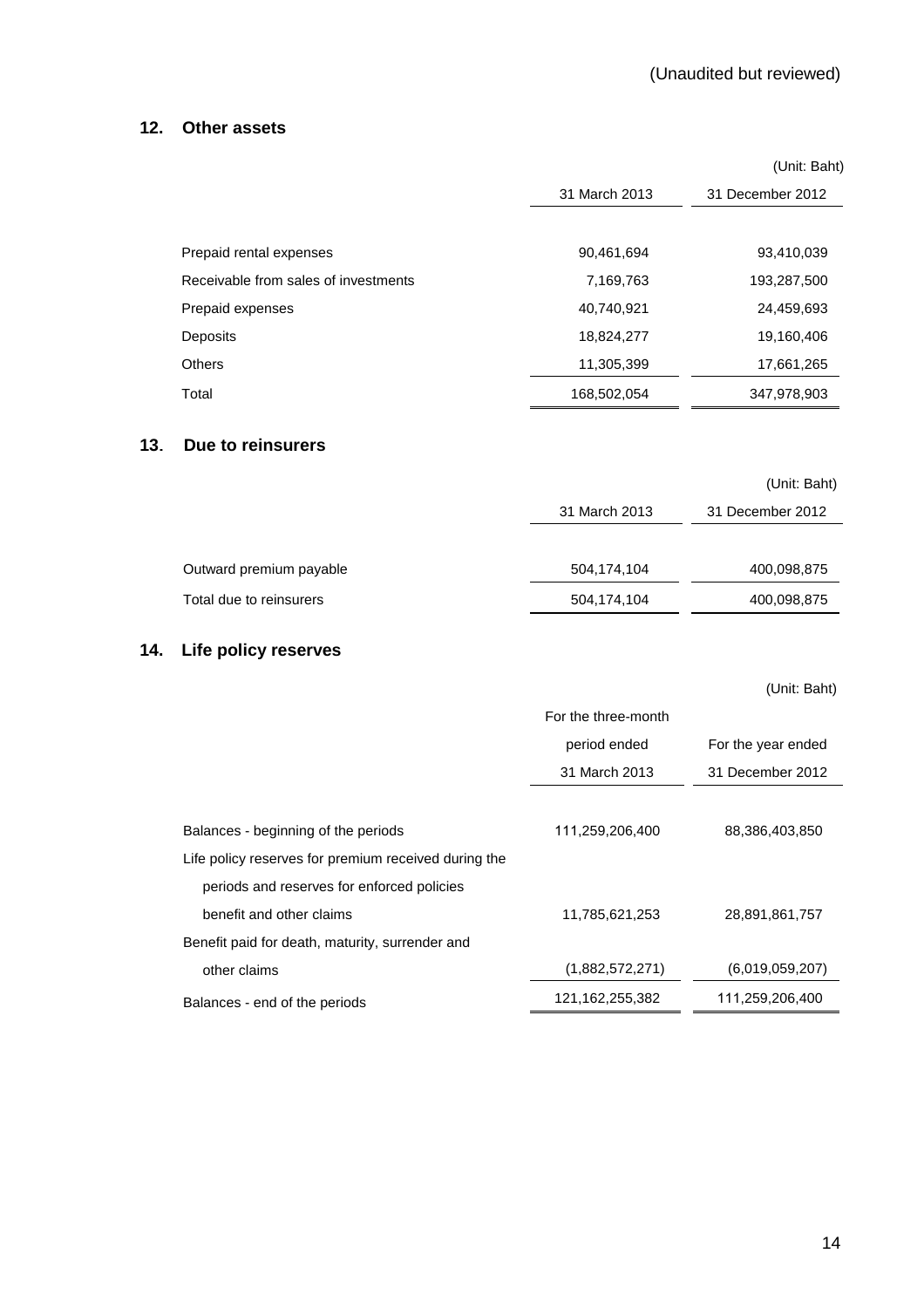(Unaudited but reviewed)

## 12. Other assets

(Unit: Baht)

| | 31 March 2013 | 31 December 2012 |
|---|---|---|
| Prepaid rental expenses | 90,461,694 | 93,410,039 |
| Receivable from sales of investments | 7,169,763 | 193,287,500 |
| Prepaid expenses | 40,740,921 | 24,459,693 |
| Deposits | 18,824,277 | 19,160,406 |
| Others | 11,305,399 | 17,661,265 |
| Total | 168,502,054 | 347,978,903 |

## 13. Due to reinsurers

(Unit: Baht)

| | 31 March 2013 | 31 December 2012 |
|---|---|---|
| Outward premium payable | 504,174,104 | 400,098,875 |
| Total due to reinsurers | 504,174,104 | 400,098,875 |

## 14. Life policy reserves

(Unit: Baht)

| | For the three-month period ended 31 March 2013 | For the year ended 31 December 2012 |
|---|---|---|
| Balances - beginning of the periods | 111,259,206,400 | 88,386,403,850 |
| Life policy reserves for premium received during the periods and reserves for enforced policies benefit and other claims | 11,785,621,253 | 28,891,861,757 |
| Benefit paid for death, maturity, surrender and other claims | (1,882,572,271) | (6,019,059,207) |
| Balances - end of the periods | 121,162,255,382 | 111,259,206,400 |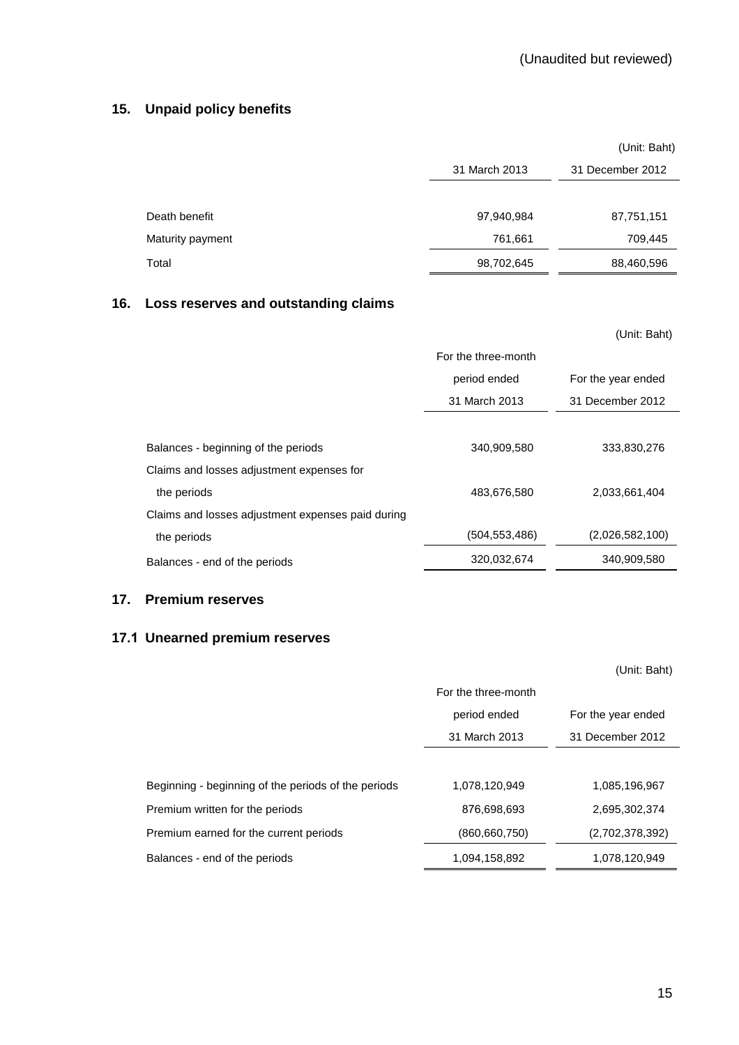(Unaudited but reviewed)

## 15. Unpaid policy benefits

(Unit: Baht)

| | 31 March 2013 | 31 December 2012 |
|---|---|---|
| Death benefit | 97,940,984 | 87,751,151 |
| Maturity payment | 761,661 | 709,445 |
| Total | 98,702,645 | 88,460,596 |

## 16. Loss reserves and outstanding claims

(Unit: Baht)

| | For the three-month period ended 31 March 2013 | For the year ended 31 December 2012 |
|---|---|---|
| Balances - beginning of the periods | 340,909,580 | 333,830,276 |
| Claims and losses adjustment expenses for the periods | 483,676,580 | 2,033,661,404 |
| Claims and losses adjustment expenses paid during the periods | (504,553,486) | (2,026,582,100) |
| Balances - end of the periods | 320,032,674 | 340,909,580 |

## 17. Premium reserves

### 17.1 Unearned premium reserves

(Unit: Baht)

| | For the three-month period ended 31 March 2013 | For the year ended 31 December 2012 |
|---|---|---|
| Beginning - beginning of the periods of the periods | 1,078,120,949 | 1,085,196,967 |
| Premium written for the periods | 876,698,693 | 2,695,302,374 |
| Premium earned for the current periods | (860,660,750) | (2,702,378,392) |
| Balances - end of the periods | 1,094,158,892 | 1,078,120,949 |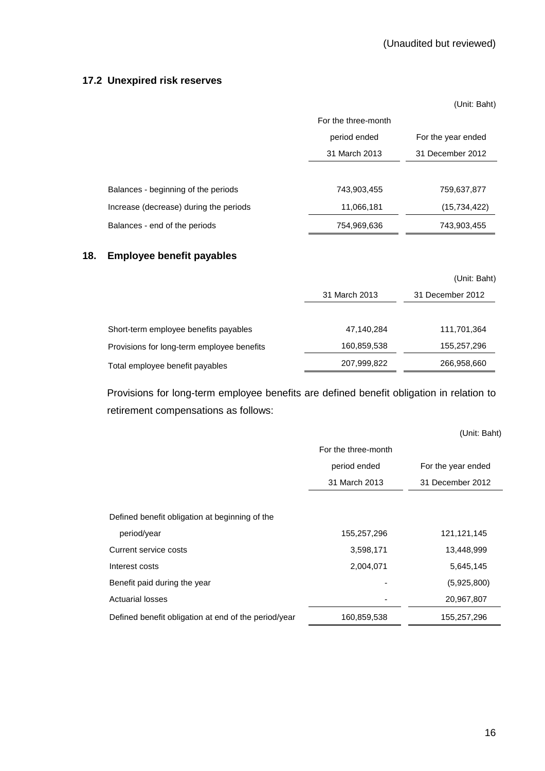(Unaudited but reviewed)

### 17.2 Unexpired risk reserves

(Unit: Baht)

| | For the three-month period ended 31 March 2013 | For the year ended 31 December 2012 |
|---|---|---|
| Balances - beginning of the periods | 743,903,455 | 759,637,877 |
| Increase (decrease) during the periods | 11,066,181 | (15,734,422) |
| Balances - end of the periods | 754,969,636 | 743,903,455 |

## 18. Employee benefit payables

(Unit: Baht)

| | 31 March 2013 | 31 December 2012 |
|---|---|---|
| Short-term employee benefits payables | 47,140,284 | 111,701,364 |
| Provisions for long-term employee benefits | 160,859,538 | 155,257,296 |
| Total employee benefit payables | 207,999,822 | 266,958,660 |

Provisions for long-term employee benefits are defined benefit obligation in relation to retirement compensations as follows:

(Unit: Baht)

| | For the three-month period ended 31 March 2013 | For the year ended 31 December 2012 |
|---|---|---|
| Defined benefit obligation at beginning of the period/year | 155,257,296 | 121,121,145 |
| Current service costs | 3,598,171 | 13,448,999 |
| Interest costs | 2,004,071 | 5,645,145 |
| Benefit paid during the year | - | (5,925,800) |
| Actuarial losses | - | 20,967,807 |
| Defined benefit obligation at end of the period/year | 160,859,538 | 155,257,296 |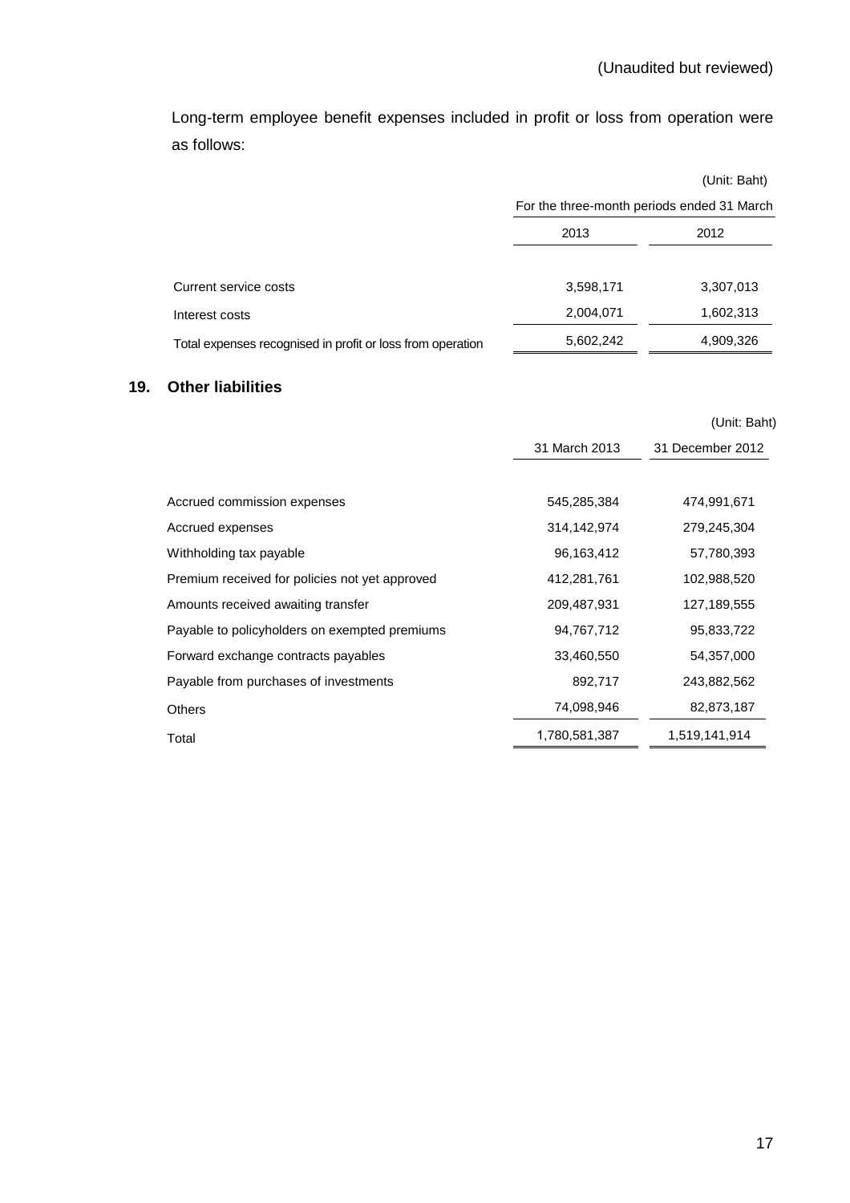(Unaudited but reviewed)

Long-term employee benefit expenses included in profit or loss from operation were as follows:

| | (Unit: Baht) | |
|---|---|---|
| | For the three-month periods ended 31 March | |
| | 2013 | 2012 |
| Current service costs | 3,598,171 | 3,307,013 |
| Interest costs | 2,004,071 | 1,602,313 |
| Total expenses recognised in profit or loss from operation | 5,602,242 | 4,909,326 |

## 19. Other liabilities

| | | (Unit: Baht) |
|---|---|---|
| | 31 March 2013 | 31 December 2012 |
| Accrued commission expenses | 545,285,384 | 474,991,671 |
| Accrued expenses | 314,142,974 | 279,245,304 |
| Withholding tax payable | 96,163,412 | 57,780,393 |
| Premium received for policies not yet approved | 412,281,761 | 102,988,520 |
| Amounts received awaiting transfer | 209,487,931 | 127,189,555 |
| Payable to policyholders on exempted premiums | 94,767,712 | 95,833,722 |
| Forward exchange contracts payables | 33,460,550 | 54,357,000 |
| Payable from purchases of investments | 892,717 | 243,882,562 |
| Others | 74,098,946 | 82,873,187 |
| Total | 1,780,581,387 | 1,519,141,914 |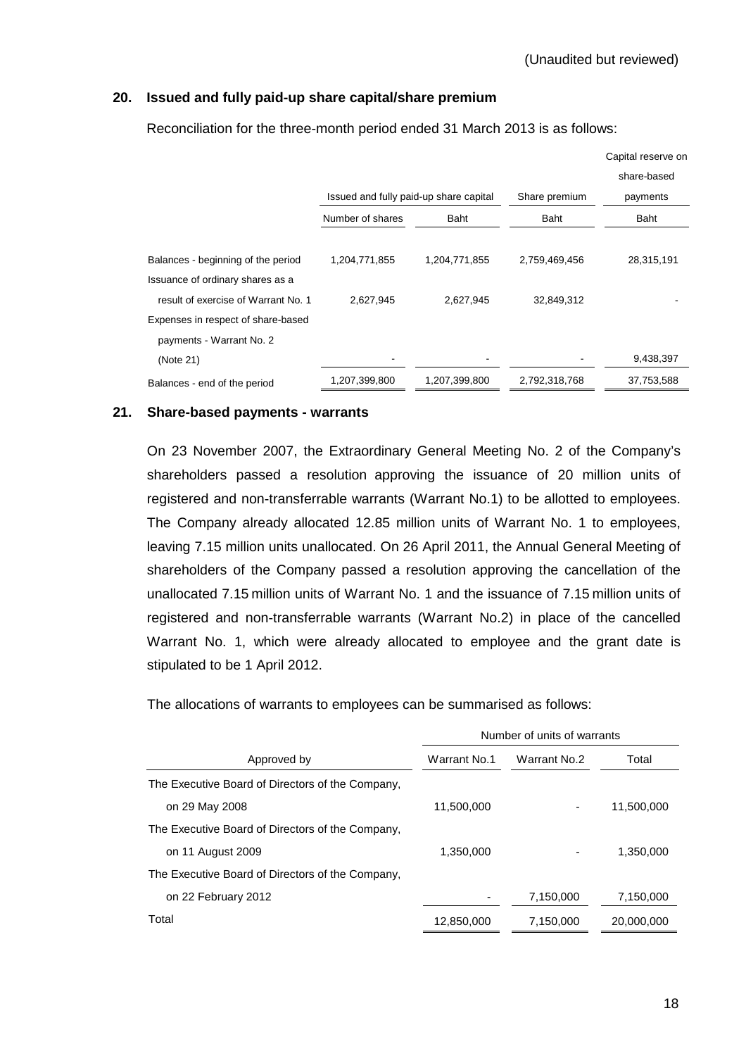(Unaudited but reviewed)

## 20. Issued and fully paid-up share capital/share premium

Reconciliation for the three-month period ended 31 March 2013 is as follows:

| | Issued and fully paid-up share capital | | Share premium | Capital reserve on share-based payments |
|---|---|---|---|---|
| | Number of shares | Baht | Baht | Baht |
| Balances - beginning of the period | 1,204,771,855 | 1,204,771,855 | 2,759,469,456 | 28,315,191 |
| Issuance of ordinary shares as a result of exercise of Warrant No. 1 | 2,627,945 | 2,627,945 | 32,849,312 | - |
| Expenses in respect of share-based payments - Warrant No. 2 (Note 21) | - | - | - | 9,438,397 |
| Balances - end of the period | 1,207,399,800 | 1,207,399,800 | 2,792,318,768 | 37,753,588 |

## 21. Share-based payments - warrants

On 23 November 2007, the Extraordinary General Meeting No. 2 of the Company's shareholders passed a resolution approving the issuance of 20 million units of registered and non-transferrable warrants (Warrant No.1) to be allotted to employees. The Company already allocated 12.85 million units of Warrant No. 1 to employees, leaving 7.15 million units unallocated. On 26 April 2011, the Annual General Meeting of shareholders of the Company passed a resolution approving the cancellation of the unallocated 7.15 million units of Warrant No. 1 and the issuance of 7.15 million units of registered and non-transferrable warrants (Warrant No.2) in place of the cancelled Warrant No. 1, which were already allocated to employee and the grant date is stipulated to be 1 April 2012.

The allocations of warrants to employees can be summarised as follows:

| | Number of units of warrants | | |
|---|---|---|---|
| Approved by | Warrant No.1 | Warrant No.2 | Total |
| The Executive Board of Directors of the Company, on 29 May 2008 | 11,500,000 | - | 11,500,000 |
| The Executive Board of Directors of the Company, on 11 August 2009 | 1,350,000 | - | 1,350,000 |
| The Executive Board of Directors of the Company, on 22 February 2012 | - | 7,150,000 | 7,150,000 |
| Total | 12,850,000 | 7,150,000 | 20,000,000 |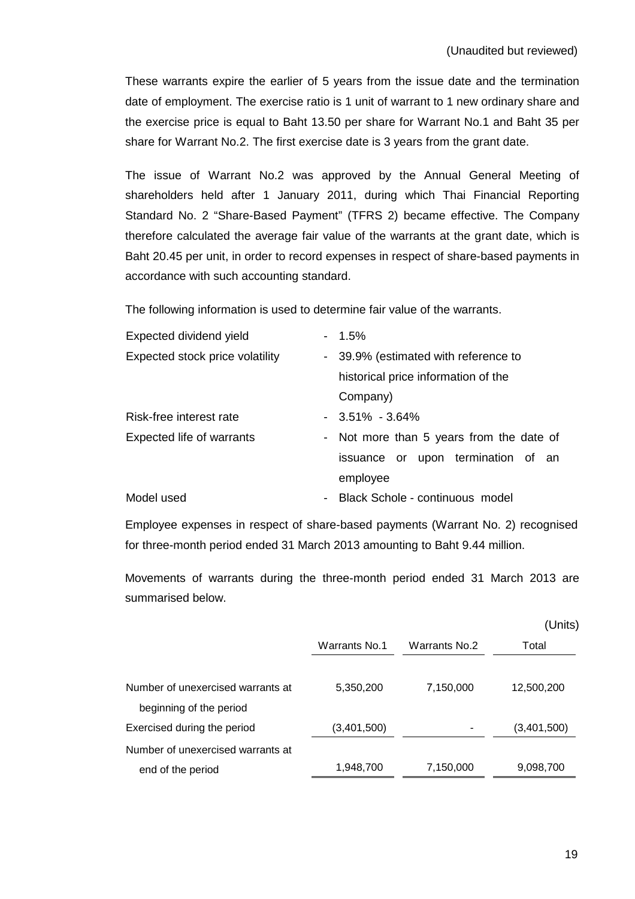(Unaudited but reviewed)

These warrants expire the earlier of 5 years from the issue date and the termination date of employment. The exercise ratio is 1 unit of warrant to 1 new ordinary share and the exercise price is equal to Baht 13.50 per share for Warrant No.1 and Baht 35 per share for Warrant No.2. The first exercise date is 3 years from the grant date.

The issue of Warrant No.2 was approved by the Annual General Meeting of shareholders held after 1 January 2011, during which Thai Financial Reporting Standard No. 2 "Share-Based Payment" (TFRS 2) became effective. The Company therefore calculated the average fair value of the warrants at the grant date, which is Baht 20.45 per unit, in order to record expenses in respect of share-based payments in accordance with such accounting standard.

The following information is used to determine fair value of the warrants.

| | | |
|---|---|---|
| Expected dividend yield | - | 1.5% |
| Expected stock price volatility | - | 39.9% (estimated with reference to historical price information of the Company) |
| Risk-free interest rate | - | 3.51% - 3.64% |
| Expected life of warrants | - | Not more than 5 years from the date of issuance or upon termination of an employee |
| Model used | - | Black Schole - continuous model |

Employee expenses in respect of share-based payments (Warrant No. 2) recognised for three-month period ended 31 March 2013 amounting to Baht 9.44 million.

Movements of warrants during the three-month period ended 31 March 2013 are summarised below.

(Units)

| | Warrants No.1 | Warrants No.2 | Total |
|---|---|---|---|
| Number of unexercised warrants at beginning of the period | 5,350,200 | 7,150,000 | 12,500,200 |
| Exercised during the period | (3,401,500) | - | (3,401,500) |
| Number of unexercised warrants at end of the period | 1,948,700 | 7,150,000 | 9,098,700 |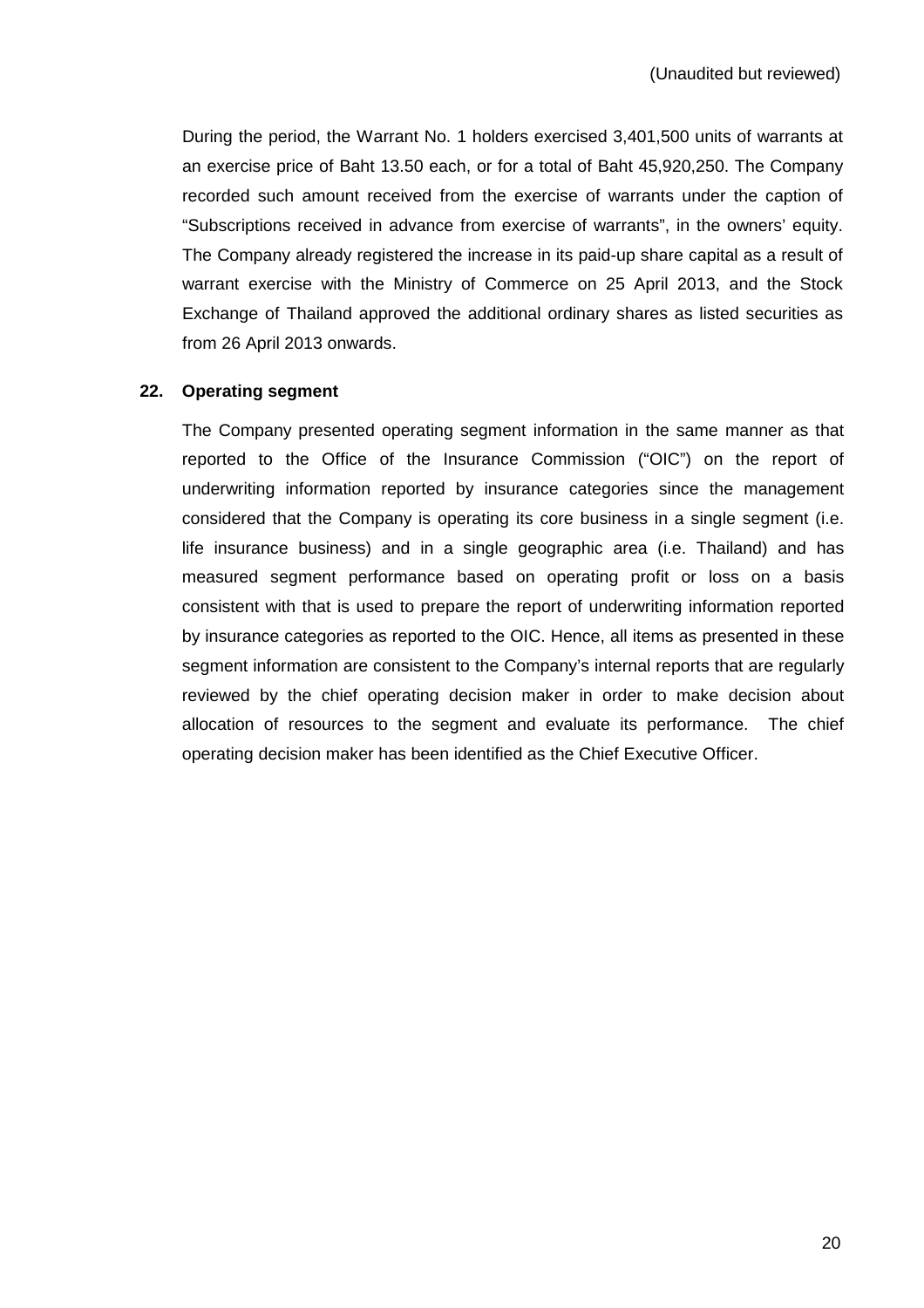During the period, the Warrant No. 1 holders exercised 3,401,500 units of warrants at an exercise price of Baht 13.50 each, or for a total of Baht 45,920,250. The Company recorded such amount received from the exercise of warrants under the caption of "Subscriptions received in advance from exercise of warrants", in the owners' equity. The Company already registered the increase in its paid-up share capital as a result of warrant exercise with the Ministry of Commerce on 25 April 2013, and the Stock Exchange of Thailand approved the additional ordinary shares as listed securities as from 26 April 2013 onwards.

## 22. Operating segment

The Company presented operating segment information in the same manner as that reported to the Office of the Insurance Commission ("OIC") on the report of underwriting information reported by insurance categories since the management considered that the Company is operating its core business in a single segment (i.e. life insurance business) and in a single geographic area (i.e. Thailand) and has measured segment performance based on operating profit or loss on a basis consistent with that is used to prepare the report of underwriting information reported by insurance categories as reported to the OIC. Hence, all items as presented in these segment information are consistent to the Company's internal reports that are regularly reviewed by the chief operating decision maker in order to make decision about allocation of resources to the segment and evaluate its performance. The chief operating decision maker has been identified as the Chief Executive Officer.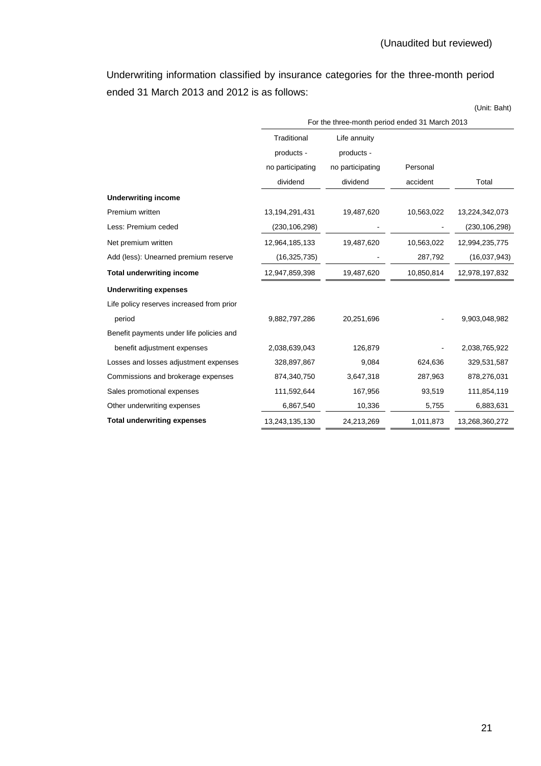(Unaudited but reviewed)

Underwriting information classified by insurance categories for the three-month period ended 31 March 2013 and 2012 is as follows:

(Unit: Baht)

| | For the three-month period ended 31 March 2013 | | | |
|---|---|---|---|---|
| | Traditional products - no participating dividend | Life annuity products - no participating dividend | Personal accident | Total |
| **Underwriting income** | | | | |
| Premium written | 13,194,291,431 | 19,487,620 | 10,563,022 | 13,224,342,073 |
| Less: Premium ceded | (230,106,298) | - | - | (230,106,298) |
| Net premium written | 12,964,185,133 | 19,487,620 | 10,563,022 | 12,994,235,775 |
| Add (less): Unearned premium reserve | (16,325,735) | - | 287,792 | (16,037,943) |
| **Total underwriting income** | 12,947,859,398 | 19,487,620 | 10,850,814 | 12,978,197,832 |
| **Underwriting expenses** | | | | |
| Life policy reserves increased from prior period | 9,882,797,286 | 20,251,696 | - | 9,903,048,982 |
| Benefit payments under life policies and benefit adjustment expenses | 2,038,639,043 | 126,879 | - | 2,038,765,922 |
| Losses and losses adjustment expenses | 328,897,867 | 9,084 | 624,636 | 329,531,587 |
| Commissions and brokerage expenses | 874,340,750 | 3,647,318 | 287,963 | 878,276,031 |
| Sales promotional expenses | 111,592,644 | 167,956 | 93,519 | 111,854,119 |
| Other underwriting expenses | 6,867,540 | 10,336 | 5,755 | 6,883,631 |
| **Total underwriting expenses** | 13,243,135,130 | 24,213,269 | 1,011,873 | 13,268,360,272 |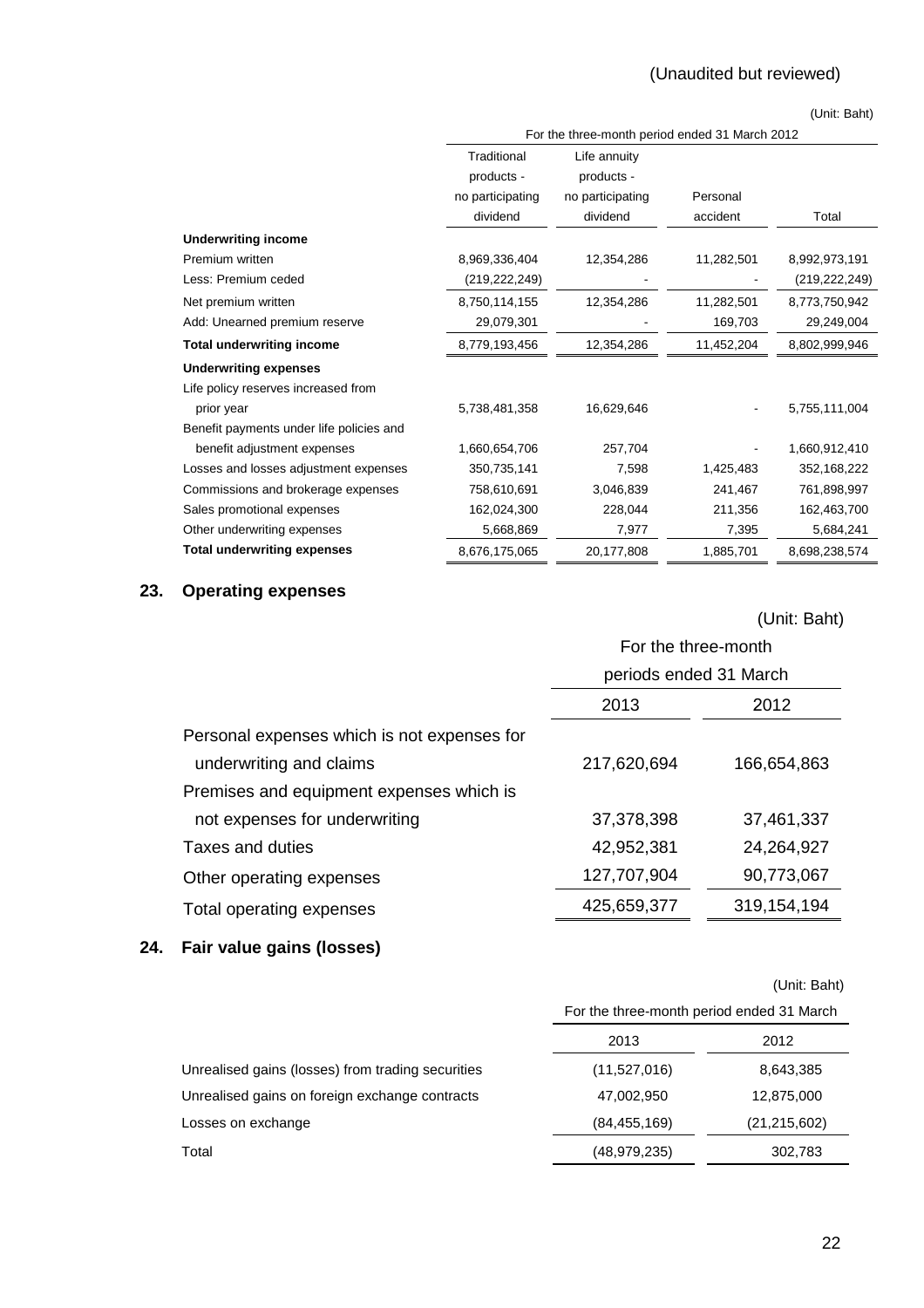(Unaudited but reviewed)

(Unit: Baht)

| | For the three-month period ended 31 March 2012 | | | |
|---|---|---|---|---|
| | Traditional products - no participating dividend | Life annuity products - no participating dividend | Personal accident | Total |
| **Underwriting income** | | | | |
| Premium written | 8,969,336,404 | 12,354,286 | 11,282,501 | 8,992,973,191 |
| Less: Premium ceded | (219,222,249) | - | - | (219,222,249) |
| Net premium written | 8,750,114,155 | 12,354,286 | 11,282,501 | 8,773,750,942 |
| Add: Unearned premium reserve | 29,079,301 | - | 169,703 | 29,249,004 |
| **Total underwriting income** | 8,779,193,456 | 12,354,286 | 11,452,204 | 8,802,999,946 |
| **Underwriting expenses** | | | | |
| Life policy reserves increased from prior year | 5,738,481,358 | 16,629,646 | - | 5,755,111,004 |
| Benefit payments under life policies and benefit adjustment expenses | 1,660,654,706 | 257,704 | - | 1,660,912,410 |
| Losses and losses adjustment expenses | 350,735,141 | 7,598 | 1,425,483 | 352,168,222 |
| Commissions and brokerage expenses | 758,610,691 | 3,046,839 | 241,467 | 761,898,997 |
| Sales promotional expenses | 162,024,300 | 228,044 | 211,356 | 162,463,700 |
| Other underwriting expenses | 5,668,869 | 7,977 | 7,395 | 5,684,241 |
| **Total underwriting expenses** | 8,676,175,065 | 20,177,808 | 1,885,701 | 8,698,238,574 |

## 23. Operating expenses

(Unit: Baht)

| | For the three-month periods ended 31 March | |
|---|---|---|
| | 2013 | 2012 |
| Personal expenses which is not expenses for underwriting and claims | 217,620,694 | 166,654,863 |
| Premises and equipment expenses which is not expenses for underwriting | 37,378,398 | 37,461,337 |
| Taxes and duties | 42,952,381 | 24,264,927 |
| Other operating expenses | 127,707,904 | 90,773,067 |
| Total operating expenses | 425,659,377 | 319,154,194 |

## 24. Fair value gains (losses)

(Unit: Baht)

| | For the three-month period ended 31 March | |
|---|---|---|
| | 2013 | 2012 |
| Unrealised gains (losses) from trading securities | (11,527,016) | 8,643,385 |
| Unrealised gains on foreign exchange contracts | 47,002,950 | 12,875,000 |
| Losses on exchange | (84,455,169) | (21,215,602) |
| Total | (48,979,235) | 302,783 |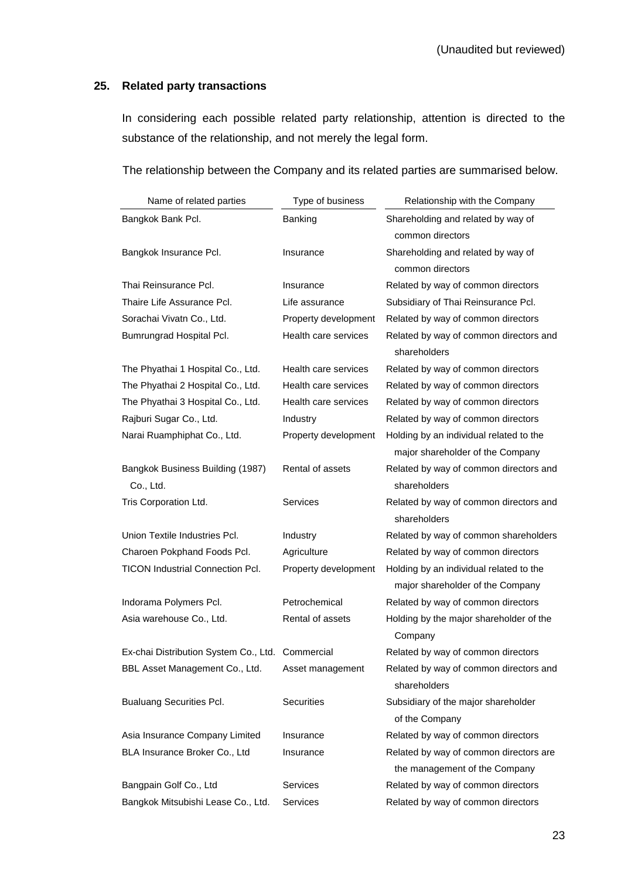(Unaudited but reviewed)

## 25. Related party transactions

In considering each possible related party relationship, attention is directed to the substance of the relationship, and not merely the legal form.

The relationship between the Company and its related parties are summarised below.

| Name of related parties | Type of business | Relationship with the Company |
|---|---|---|
| Bangkok Bank Pcl. | Banking | Shareholding and related by way of common directors |
| Bangkok Insurance Pcl. | Insurance | Shareholding and related by way of common directors |
| Thai Reinsurance Pcl. | Insurance | Related by way of common directors |
| Thaire Life Assurance Pcl. | Life assurance | Subsidiary of Thai Reinsurance Pcl. |
| Sorachai Vivatn Co., Ltd. | Property development | Related by way of common directors |
| Bumrungrad Hospital Pcl. | Health care services | Related by way of common directors and shareholders |
| The Phyathai 1 Hospital Co., Ltd. | Health care services | Related by way of common directors |
| The Phyathai 2 Hospital Co., Ltd. | Health care services | Related by way of common directors |
| The Phyathai 3 Hospital Co., Ltd. | Health care services | Related by way of common directors |
| Rajburi Sugar Co., Ltd. | Industry | Related by way of common directors |
| Narai Ruamphiphat Co., Ltd. | Property development | Holding by an individual related to the major shareholder of the Company |
| Bangkok Business Building (1987) Co., Ltd. | Rental of assets | Related by way of common directors and shareholders |
| Tris Corporation Ltd. | Services | Related by way of common directors and shareholders |
| Union Textile Industries Pcl. | Industry | Related by way of common shareholders |
| Charoen Pokphand Foods Pcl. | Agriculture | Related by way of common directors |
| TICON Industrial Connection Pcl. | Property development | Holding by an individual related to the major shareholder of the Company |
| Indorama Polymers Pcl. | Petrochemical | Related by way of common directors |
| Asia warehouse Co., Ltd. | Rental of assets | Holding by the major shareholder of the Company |
| Ex-chai Distribution System Co., Ltd. | Commercial | Related by way of common directors |
| BBL Asset Management Co., Ltd. | Asset management | Related by way of common directors and shareholders |
| Bualuang Securities Pcl. | Securities | Subsidiary of the major shareholder of the Company |
| Asia Insurance Company Limited | Insurance | Related by way of common directors |
| BLA Insurance Broker Co., Ltd | Insurance | Related by way of common directors are the management of the Company |
| Bangpain Golf Co., Ltd | Services | Related by way of common directors |
| Bangkok Mitsubishi Lease Co., Ltd. | Services | Related by way of common directors |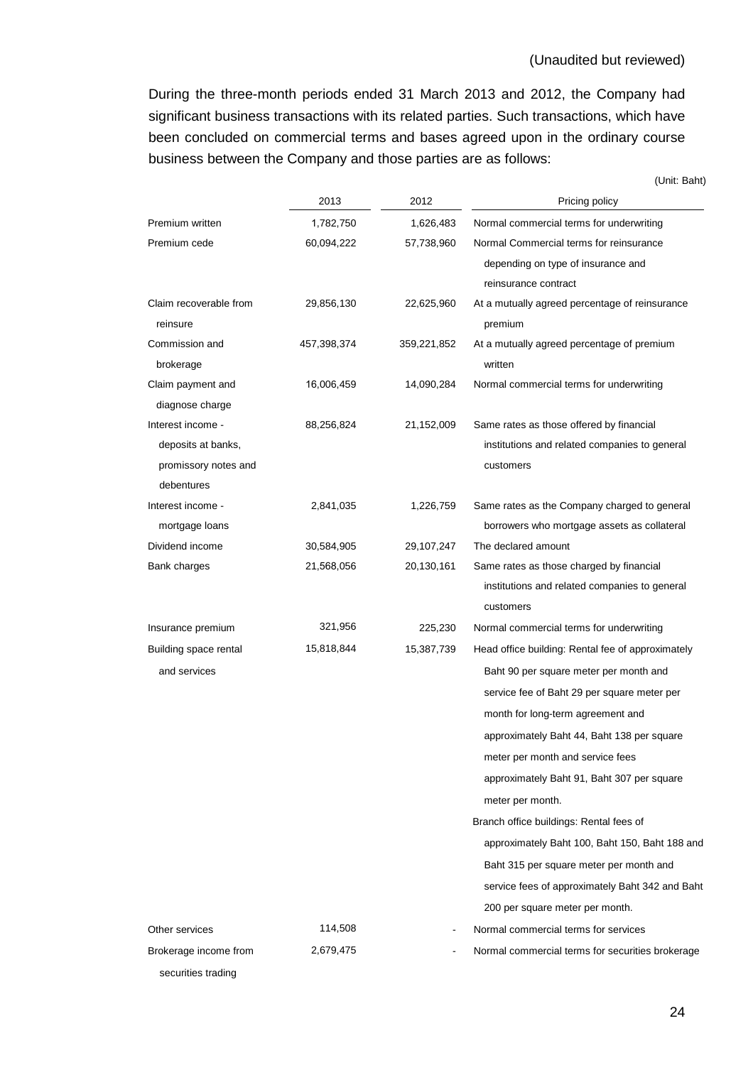(Unaudited but reviewed)

During the three-month periods ended 31 March 2013 and 2012, the Company had significant business transactions with its related parties. Such transactions, which have been concluded on commercial terms and bases agreed upon in the ordinary course business between the Company and those parties are as follows:

(Unit: Baht)

| | 2013 | 2012 | Pricing policy |
|---|---|---|---|
| Premium written | 1,782,750 | 1,626,483 | Normal commercial terms for underwriting |
| Premium cede | 60,094,222 | 57,738,960 | Normal Commercial terms for reinsurance depending on type of insurance and reinsurance contract |
| Claim recoverable from reinsure | 29,856,130 | 22,625,960 | At a mutually agreed percentage of reinsurance premium |
| Commission and brokerage | 457,398,374 | 359,221,852 | At a mutually agreed percentage of premium written |
| Claim payment and diagnose charge | 16,006,459 | 14,090,284 | Normal commercial terms for underwriting |
| Interest income - deposits at banks, promissory notes and debentures | 88,256,824 | 21,152,009 | Same rates as those offered by financial institutions and related companies to general customers |
| Interest income - mortgage loans | 2,841,035 | 1,226,759 | Same rates as the Company charged to general borrowers who mortgage assets as collateral |
| Dividend income | 30,584,905 | 29,107,247 | The declared amount |
| Bank charges | 21,568,056 | 20,130,161 | Same rates as those charged by financial institutions and related companies to general customers |
| Insurance premium | 321,956 | 225,230 | Normal commercial terms for underwriting |
| Building space rental and services | 15,818,844 | 15,387,739 | Head office building: Rental fee of approximately Baht 90 per square meter per month and service fee of Baht 29 per square meter per month for long-term agreement and approximately Baht 44, Baht 138 per square meter per month and service fees approximately Baht 91, Baht 307 per square meter per month. Branch office buildings: Rental fees of approximately Baht 100, Baht 150, Baht 188 and Baht 315 per square meter per month and service fees of approximately Baht 342 and Baht 200 per square meter per month. |
| Other services | 114,508 | - | Normal commercial terms for services |
| Brokerage income from securities trading | 2,679,475 | - | Normal commercial terms for securities brokerage |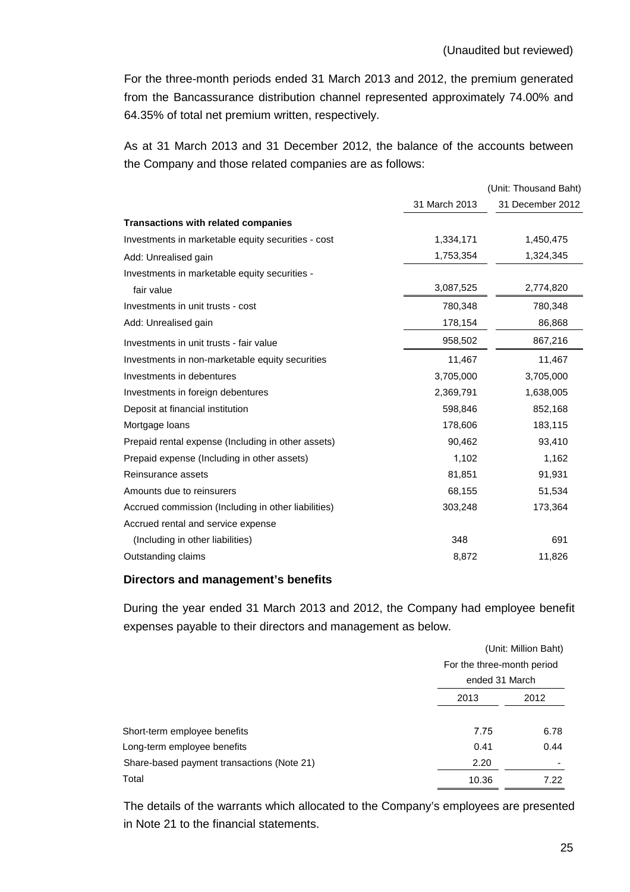(Unaudited but reviewed)

For the three-month periods ended 31 March 2013 and 2012, the premium generated from the Bancassurance distribution channel represented approximately 74.00% and 64.35% of total net premium written, respectively.

As at 31 March 2013 and 31 December 2012, the balance of the accounts between the Company and those related companies are as follows:

| | (Unit: Thousand Baht) | |
|---|---|---|
| | 31 March 2013 | 31 December 2012 |
| **Transactions with related companies** | | |
| Investments in marketable equity securities - cost | 1,334,171 | 1,450,475 |
| Add: Unrealised gain | 1,753,354 | 1,324,345 |
| Investments in marketable equity securities - fair value | 3,087,525 | 2,774,820 |
| Investments in unit trusts - cost | 780,348 | 780,348 |
| Add: Unrealised gain | 178,154 | 86,868 |
| Investments in unit trusts - fair value | 958,502 | 867,216 |
| Investments in non-marketable equity securities | 11,467 | 11,467 |
| Investments in debentures | 3,705,000 | 3,705,000 |
| Investments in foreign debentures | 2,369,791 | 1,638,005 |
| Deposit at financial institution | 598,846 | 852,168 |
| Mortgage loans | 178,606 | 183,115 |
| Prepaid rental expense (Including in other assets) | 90,462 | 93,410 |
| Prepaid expense (Including in other assets) | 1,102 | 1,162 |
| Reinsurance assets | 81,851 | 91,931 |
| Amounts due to reinsurers | 68,155 | 51,534 |
| Accrued commission (Including in other liabilities) | 303,248 | 173,364 |
| Accrued rental and service expense (Including in other liabilities) | 348 | 691 |
| Outstanding claims | 8,872 | 11,826 |

**Directors and management's benefits**

During the year ended 31 March 2013 and 2012, the Company had employee benefit expenses payable to their directors and management as below.

| | (Unit: Million Baht) | |
|---|---|---|
| | For the three-month period ended 31 March | |
| | 2013 | 2012 |
| Short-term employee benefits | 7.75 | 6.78 |
| Long-term employee benefits | 0.41 | 0.44 |
| Share-based payment transactions (Note 21) | 2.20 | - |
| Total | 10.36 | 7.22 |

The details of the warrants which allocated to the Company's employees are presented in Note 21 to the financial statements.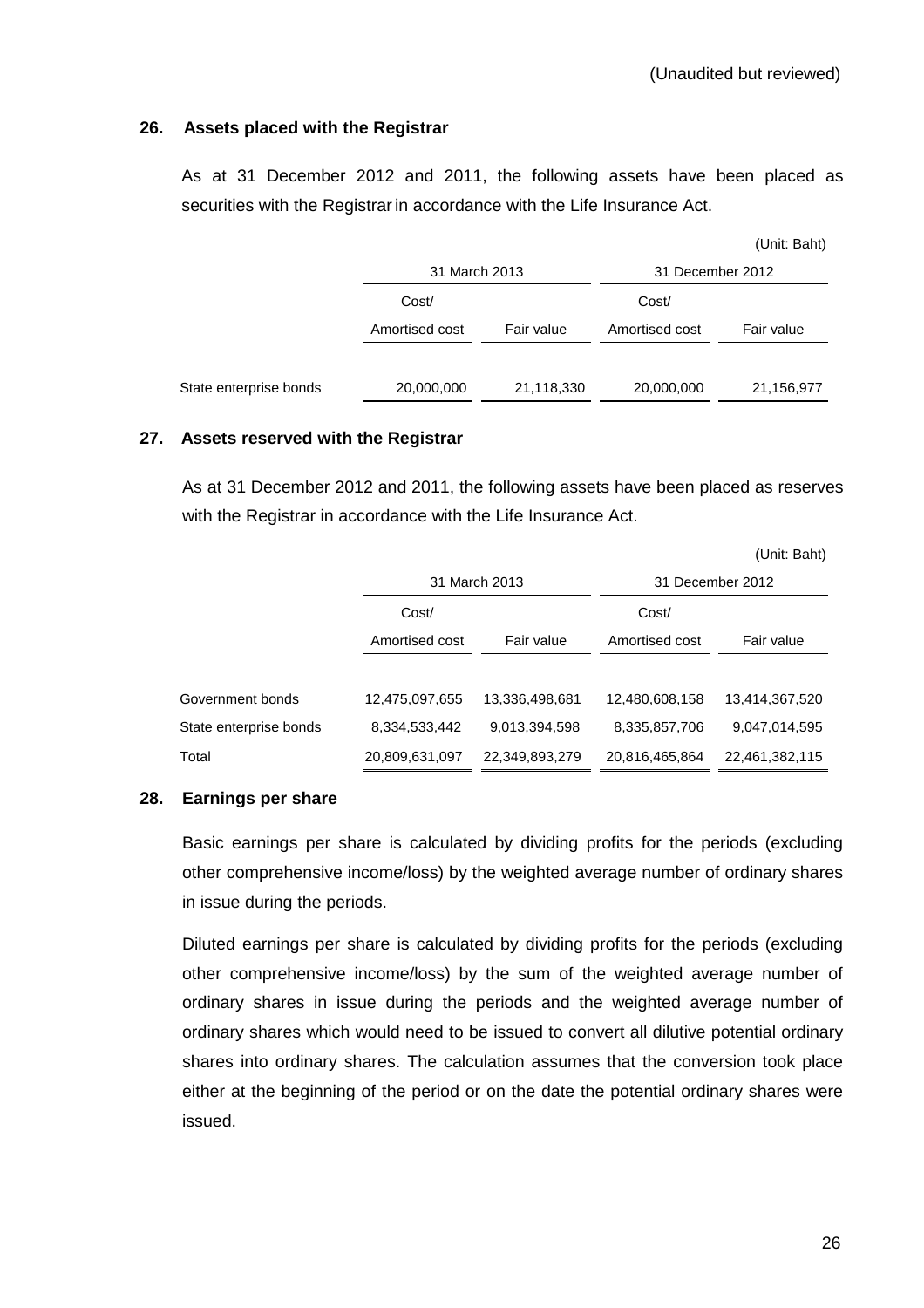(Unaudited but reviewed)

## 26. Assets placed with the Registrar

As at 31 December 2012 and 2011, the following assets have been placed as securities with the Registrar in accordance with the Life Insurance Act.

(Unit: Baht)

| | 31 March 2013 | | 31 December 2012 | |
|---|---|---|---|---|
| | Cost/ Amortised cost | Fair value | Cost/ Amortised cost | Fair value |
| State enterprise bonds | 20,000,000 | 21,118,330 | 20,000,000 | 21,156,977 |

## 27. Assets reserved with the Registrar

As at 31 December 2012 and 2011, the following assets have been placed as reserves with the Registrar in accordance with the Life Insurance Act.

(Unit: Baht)

| | 31 March 2013 | | 31 December 2012 | |
|---|---|---|---|---|
| | Cost/ Amortised cost | Fair value | Cost/ Amortised cost | Fair value |
| Government bonds | 12,475,097,655 | 13,336,498,681 | 12,480,608,158 | 13,414,367,520 |
| State enterprise bonds | 8,334,533,442 | 9,013,394,598 | 8,335,857,706 | 9,047,014,595 |
| Total | 20,809,631,097 | 22,349,893,279 | 20,816,465,864 | 22,461,382,115 |

## 28. Earnings per share

Basic earnings per share is calculated by dividing profits for the periods (excluding other comprehensive income/loss) by the weighted average number of ordinary shares in issue during the periods.

Diluted earnings per share is calculated by dividing profits for the periods (excluding other comprehensive income/loss) by the sum of the weighted average number of ordinary shares in issue during the periods and the weighted average number of ordinary shares which would need to be issued to convert all dilutive potential ordinary shares into ordinary shares. The calculation assumes that the conversion took place either at the beginning of the period or on the date the potential ordinary shares were issued.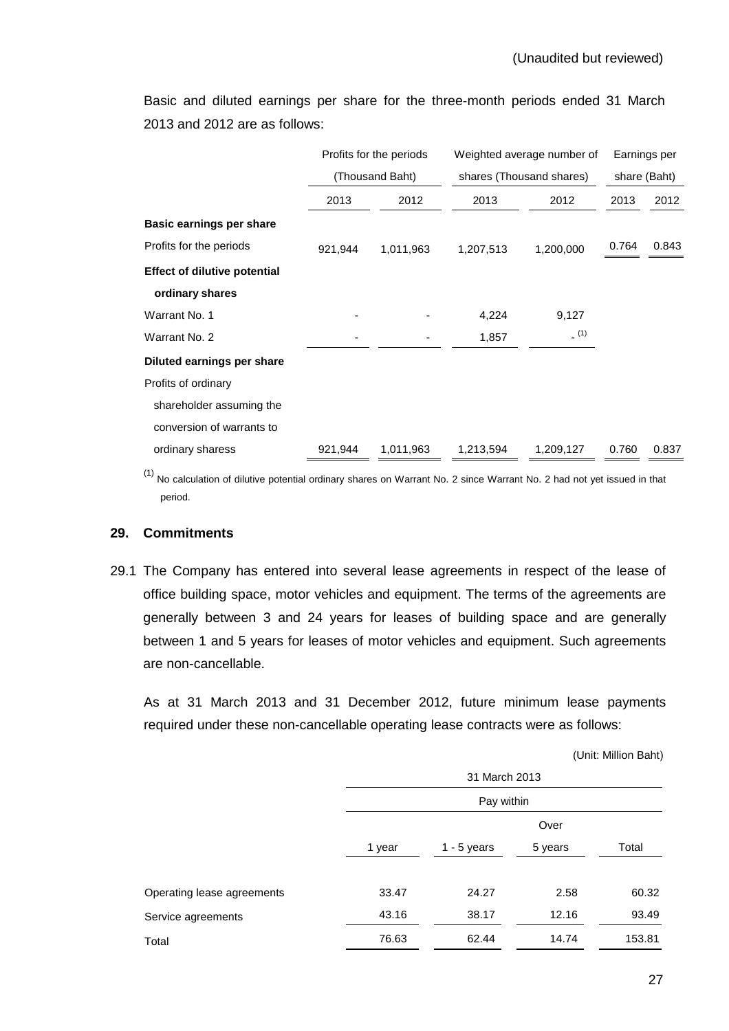(Unaudited but reviewed)

Basic and diluted earnings per share for the three-month periods ended 31 March 2013 and 2012 are as follows:

| | Profits for the periods (Thousand Baht) | | Weighted average number of shares (Thousand shares) | | Earnings per share (Baht) | |
|---|---|---|---|---|---|---|
| | 2013 | 2012 | 2013 | 2012 | 2013 | 2012 |
| **Basic earnings per share** | | | | | | |
| Profits for the periods | 921,944 | 1,011,963 | 1,207,513 | 1,200,000 | 0.764 | 0.843 |
| **Effect of dilutive potential ordinary shares** | | | | | | |
| Warrant No. 1 | - | - | 4,224 | 9,127 | | |
| Warrant No. 2 | - | - | 1,857 | - [1] | | |
| **Diluted earnings per share** | | | | | | |
| Profits of ordinary shareholder assuming the conversion of warrants to ordinary sharess | 921,944 | 1,011,963 | 1,213,594 | 1,209,127 | 0.760 | 0.837 |

[1] No calculation of dilutive potential ordinary shares on Warrant No. 2 since Warrant No. 2 had not yet issued in that period.

## 29. Commitments

29.1 The Company has entered into several lease agreements in respect of the lease of office building space, motor vehicles and equipment. The terms of the agreements are generally between 3 and 24 years for leases of building space and are generally between 1 and 5 years for leases of motor vehicles and equipment. Such agreements are non-cancellable.

As at 31 March 2013 and 31 December 2012, future minimum lease payments required under these non-cancellable operating lease contracts were as follows:

(Unit: Million Baht)

| | 31 March 2013 | | | |
|---|---|---|---|---|
| | Pay within | | | |
| | 1 year | 1 - 5 years | Over 5 years | Total |
| Operating lease agreements | 33.47 | 24.27 | 2.58 | 60.32 |
| Service agreements | 43.16 | 38.17 | 12.16 | 93.49 |
| Total | 76.63 | 62.44 | 14.74 | 153.81 |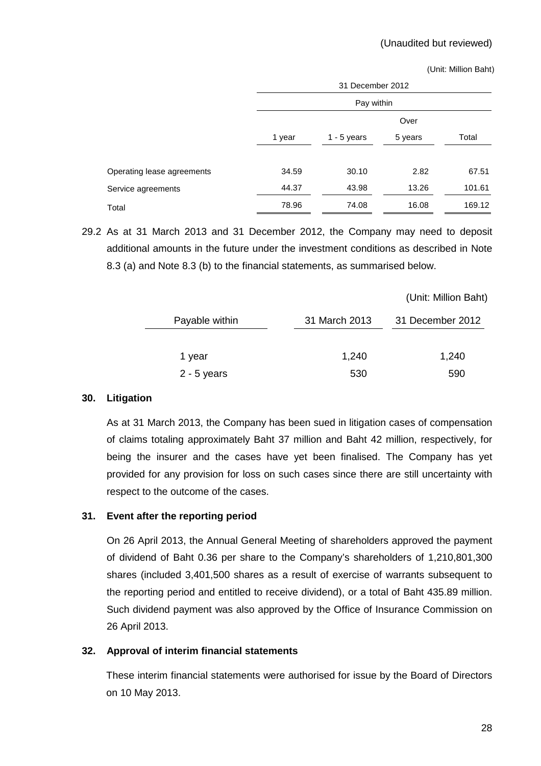(Unaudited but reviewed)

(Unit: Million Baht)

| | 31 December 2012 | | | |
|---|---|---|---|---|
| | Pay within | | | |
| | 1 year | 1 - 5 years | Over 5 years | Total |
| Operating lease agreements | 34.59 | 30.10 | 2.82 | 67.51 |
| Service agreements | 44.37 | 43.98 | 13.26 | 101.61 |
| Total | 78.96 | 74.08 | 16.08 | 169.12 |

29.2 As at 31 March 2013 and 31 December 2012, the Company may need to deposit additional amounts in the future under the investment conditions as described in Note 8.3 (a) and Note 8.3 (b) to the financial statements, as summarised below.

(Unit: Million Baht)

| Payable within | 31 March 2013 | 31 December 2012 |
|---|---|---|
| 1 year | 1,240 | 1,240 |
| 2 - 5 years | 530 | 590 |

## 30. Litigation

As at 31 March 2013, the Company has been sued in litigation cases of compensation of claims totaling approximately Baht 37 million and Baht 42 million, respectively, for being the insurer and the cases have yet been finalised. The Company has yet provided for any provision for loss on such cases since there are still uncertainty with respect to the outcome of the cases.

## 31. Event after the reporting period

On 26 April 2013, the Annual General Meeting of shareholders approved the payment of dividend of Baht 0.36 per share to the Company's shareholders of 1,210,801,300 shares (included 3,401,500 shares as a result of exercise of warrants subsequent to the reporting period and entitled to receive dividend), or a total of Baht 435.89 million. Such dividend payment was also approved by the Office of Insurance Commission on 26 April 2013.

## 32. Approval of interim financial statements

These interim financial statements were authorised for issue by the Board of Directors on 10 May 2013.